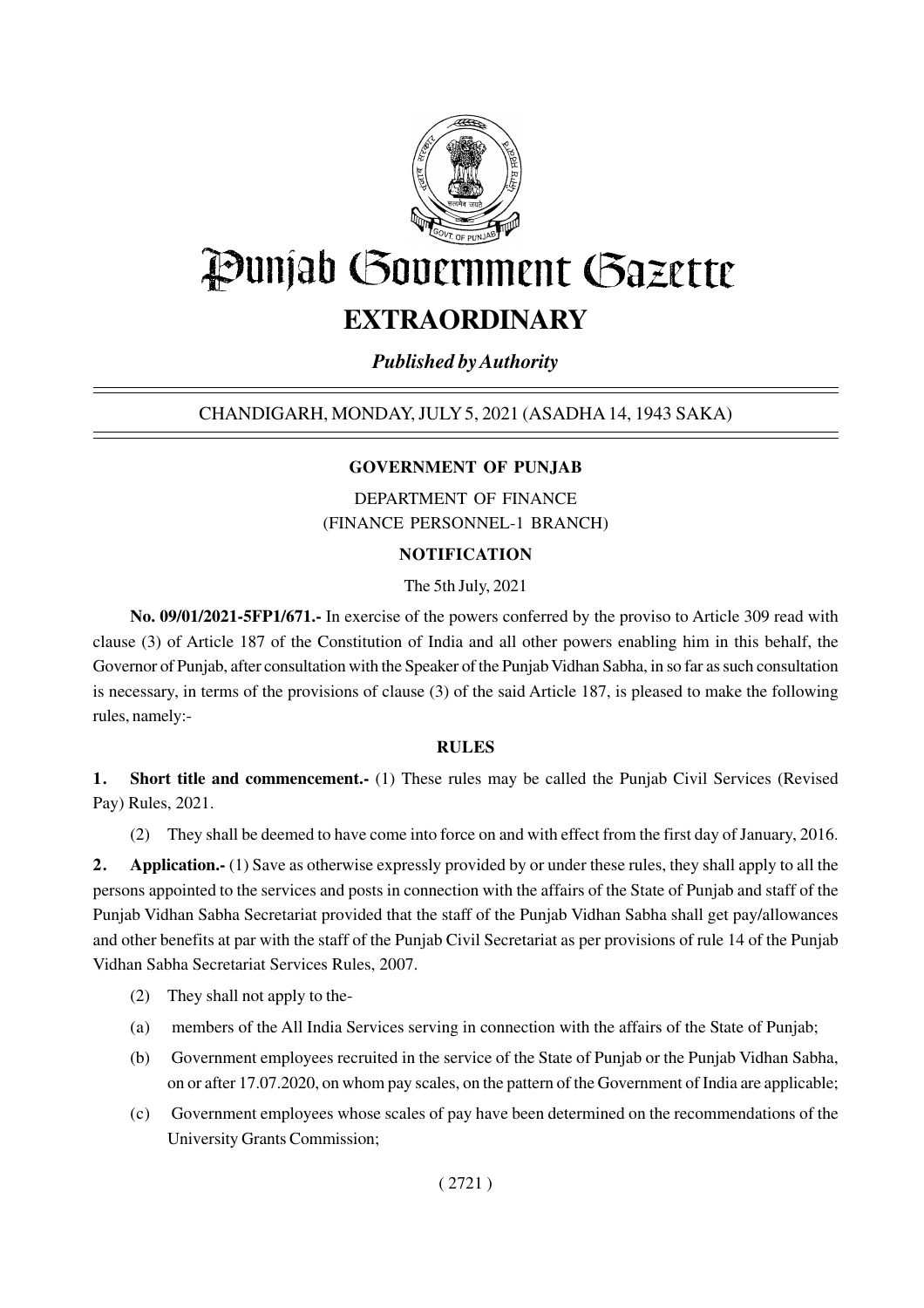# Punjab Government Gazette

## EXTRAORDINARY

*Published by Authority*

CHANDIGARH, MONDAY, JULY 5, 2021 (ASADHA 14, 1943 SAKA)

### GOVERNMENT OF PUNJAB

DEPARTMENT OF FINANCE
(FINANCE PERSONNEL-1 BRANCH)

### NOTIFICATION

The 5th July, 2021

**No. 09/01/2021-5FP1/671.-** In exercise of the powers conferred by the proviso to Article 309 read with clause (3) of Article 187 of the Constitution of India and all other powers enabling him in this behalf, the Governor of Punjab, after consultation with the Speaker of the Punjab Vidhan Sabha, in so far as such consultation is necessary, in terms of the provisions of clause (3) of the said Article 187, is pleased to make the following rules, namely:-

### RULES

**1. Short title and commencement.-** (1) These rules may be called the Punjab Civil Services (Revised Pay) Rules, 2021.

(2) They shall be deemed to have come into force on and with effect from the first day of January, 2016.

**2. Application.-** (1) Save as otherwise expressly provided by or under these rules, they shall apply to all the persons appointed to the services and posts in connection with the affairs of the State of Punjab and staff of the Punjab Vidhan Sabha Secretariat provided that the staff of the Punjab Vidhan Sabha shall get pay/allowances and other benefits at par with the staff of the Punjab Civil Secretariat as per provisions of rule 14 of the Punjab Vidhan Sabha Secretariat Services Rules, 2007.

(2) They shall not apply to the-

(a) members of the All India Services serving in connection with the affairs of the State of Punjab;

(b) Government employees recruited in the service of the State of Punjab or the Punjab Vidhan Sabha, on or after 17.07.2020, on whom pay scales, on the pattern of the Government of India are applicable;

(c) Government employees whose scales of pay have been determined on the recommendations of the University Grants Commission;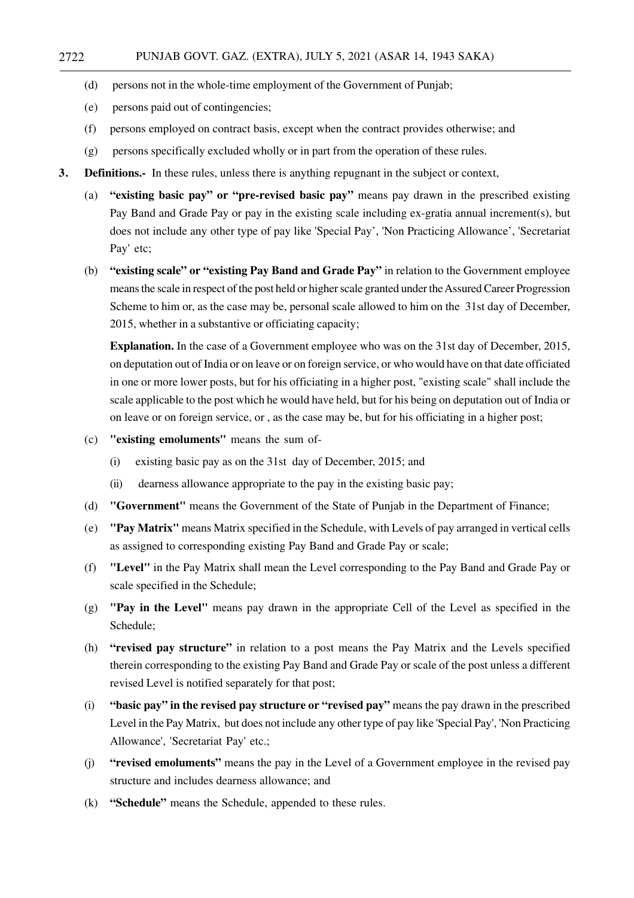(d) persons not in the whole-time employment of the Government of Punjab;

(e) persons paid out of contingencies;

(f) persons employed on contract basis, except when the contract provides otherwise; and

(g) persons specifically excluded wholly or in part from the operation of these rules.

**3. Definitions.-** In these rules, unless there is anything repugnant in the subject or context,

(a) **"existing basic pay" or "pre-revised basic pay"** means pay drawn in the prescribed existing Pay Band and Grade Pay or pay in the existing scale including ex-gratia annual increment(s), but does not include any other type of pay like 'Special Pay', 'Non Practicing Allowance', 'Secretariat Pay' etc;

(b) **"existing scale" or "existing Pay Band and Grade Pay"** in relation to the Government employee means the scale in respect of the post held or higher scale granted under the Assured Career Progression Scheme to him or, as the case may be, personal scale allowed to him on the 31st day of December, 2015, whether in a substantive or officiating capacity;

**Explanation.** In the case of a Government employee who was on the 31st day of December, 2015, on deputation out of India or on leave or on foreign service, or who would have on that date officiated in one or more lower posts, but for his officiating in a higher post, "existing scale" shall include the scale applicable to the post which he would have held, but for his being on deputation out of India or on leave or on foreign service, or , as the case may be, but for his officiating in a higher post;

(c) **"existing emoluments"** means the sum of-

(i) existing basic pay as on the 31st day of December, 2015; and

(ii) dearness allowance appropriate to the pay in the existing basic pay;

(d) **"Government"** means the Government of the State of Punjab in the Department of Finance;

(e) **"Pay Matrix"** means Matrix specified in the Schedule, with Levels of pay arranged in vertical cells as assigned to corresponding existing Pay Band and Grade Pay or scale;

(f) **"Level"** in the Pay Matrix shall mean the Level corresponding to the Pay Band and Grade Pay or scale specified in the Schedule;

(g) **"Pay in the Level"** means pay drawn in the appropriate Cell of the Level as specified in the Schedule;

(h) **"revised pay structure"** in relation to a post means the Pay Matrix and the Levels specified therein corresponding to the existing Pay Band and Grade Pay or scale of the post unless a different revised Level is notified separately for that post;

(i) **"basic pay" in the revised pay structure or "revised pay"** means the pay drawn in the prescribed Level in the Pay Matrix, but does not include any other type of pay like 'Special Pay', 'Non Practicing Allowance', 'Secretariat Pay' etc.;

(j) **"revised emoluments"** means the pay in the Level of a Government employee in the revised pay structure and includes dearness allowance; and

(k) **"Schedule"** means the Schedule, appended to these rules.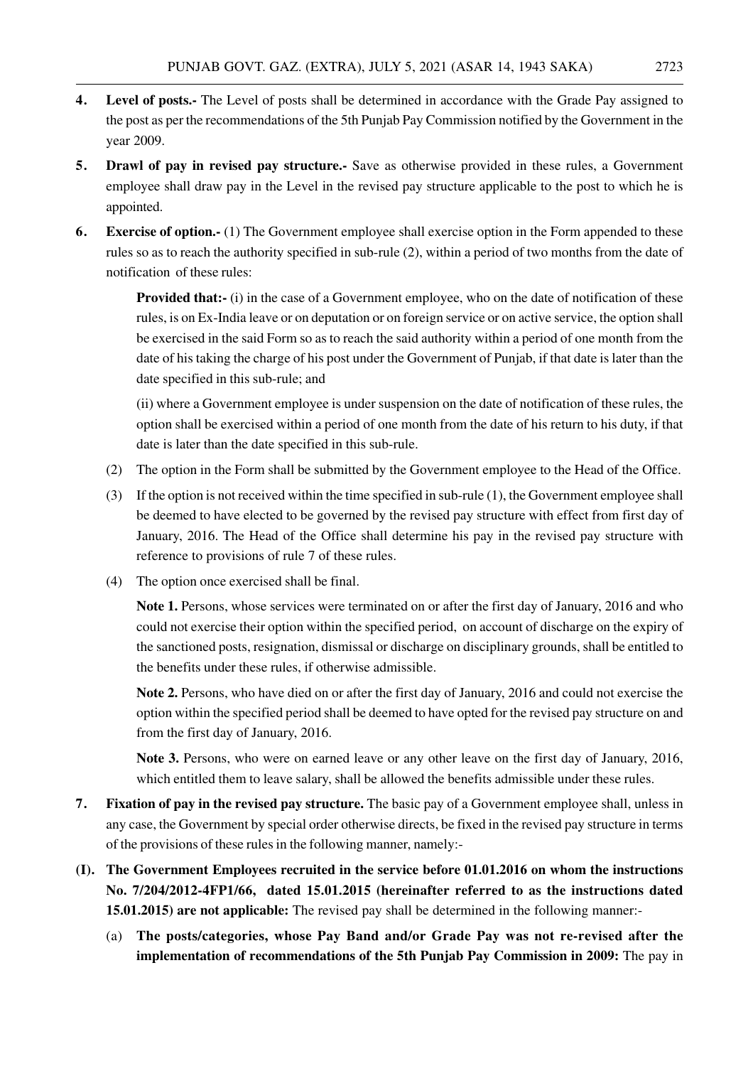**4. Level of posts.-** The Level of posts shall be determined in accordance with the Grade Pay assigned to the post as per the recommendations of the 5th Punjab Pay Commission notified by the Government in the year 2009.

**5. Drawl of pay in revised pay structure.-** Save as otherwise provided in these rules, a Government employee shall draw pay in the Level in the revised pay structure applicable to the post to which he is appointed.

**6. Exercise of option.-** (1) The Government employee shall exercise option in the Form appended to these rules so as to reach the authority specified in sub-rule (2), within a period of two months from the date of notification of these rules:

**Provided that:-** (i) in the case of a Government employee, who on the date of notification of these rules, is on Ex-India leave or on deputation or on foreign service or on active service, the option shall be exercised in the said Form so as to reach the said authority within a period of one month from the date of his taking the charge of his post under the Government of Punjab, if that date is later than the date specified in this sub-rule; and

(ii) where a Government employee is under suspension on the date of notification of these rules, the option shall be exercised within a period of one month from the date of his return to his duty, if that date is later than the date specified in this sub-rule.

(2) The option in the Form shall be submitted by the Government employee to the Head of the Office.

(3) If the option is not received within the time specified in sub-rule (1), the Government employee shall be deemed to have elected to be governed by the revised pay structure with effect from first day of January, 2016. The Head of the Office shall determine his pay in the revised pay structure with reference to provisions of rule 7 of these rules.

(4) The option once exercised shall be final.

**Note 1.** Persons, whose services were terminated on or after the first day of January, 2016 and who could not exercise their option within the specified period, on account of discharge on the expiry of the sanctioned posts, resignation, dismissal or discharge on disciplinary grounds, shall be entitled to the benefits under these rules, if otherwise admissible.

**Note 2.** Persons, who have died on or after the first day of January, 2016 and could not exercise the option within the specified period shall be deemed to have opted for the revised pay structure on and from the first day of January, 2016.

**Note 3.** Persons, who were on earned leave or any other leave on the first day of January, 2016, which entitled them to leave salary, shall be allowed the benefits admissible under these rules.

**7. Fixation of pay in the revised pay structure.** The basic pay of a Government employee shall, unless in any case, the Government by special order otherwise directs, be fixed in the revised pay structure in terms of the provisions of these rules in the following manner, namely:-

**(I). The Government Employees recruited in the service before 01.01.2016 on whom the instructions No. 7/204/2012-4FP1/66, dated 15.01.2015 (hereinafter referred to as the instructions dated 15.01.2015) are not applicable:** The revised pay shall be determined in the following manner:-

(a) **The posts/categories, whose Pay Band and/or Grade Pay was not re-revised after the implementation of recommendations of the 5th Punjab Pay Commission in 2009:** The pay in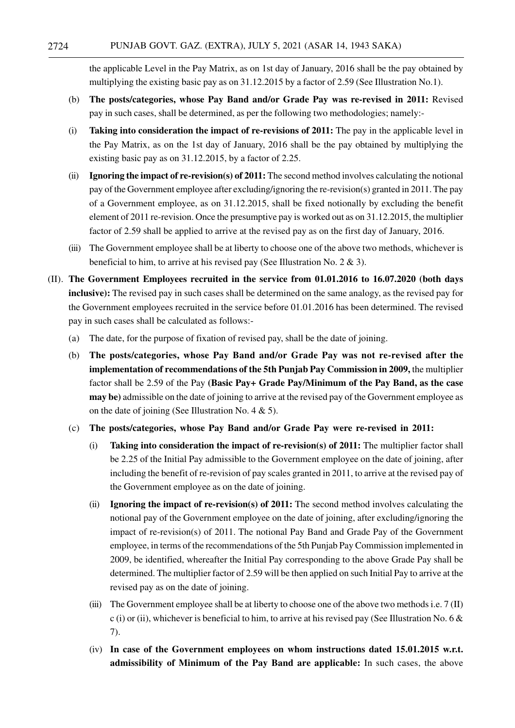the applicable Level in the Pay Matrix, as on 1st day of January, 2016 shall be the pay obtained by multiplying the existing basic pay as on 31.12.2015 by a factor of 2.59 (See Illustration No.1).

(b) **The posts/categories, whose Pay Band and/or Grade Pay was re-revised in 2011:** Revised pay in such cases, shall be determined, as per the following two methodologies; namely:-

(i) **Taking into consideration the impact of re-revisions of 2011:** The pay in the applicable level in the Pay Matrix, as on the 1st day of January, 2016 shall be the pay obtained by multiplying the existing basic pay as on 31.12.2015, by a factor of 2.25.

(ii) **Ignoring the impact of re-revision(s) of 2011:** The second method involves calculating the notional pay of the Government employee after excluding/ignoring the re-revision(s) granted in 2011. The pay of a Government employee, as on 31.12.2015, shall be fixed notionally by excluding the benefit element of 2011 re-revision. Once the presumptive pay is worked out as on 31.12.2015, the multiplier factor of 2.59 shall be applied to arrive at the revised pay as on the first day of January, 2016.

(iii) The Government employee shall be at liberty to choose one of the above two methods, whichever is beneficial to him, to arrive at his revised pay (See Illustration No. 2 & 3).

(II). **The Government Employees recruited in the service from 01.01.2016 to 16.07.2020 (both days inclusive):** The revised pay in such cases shall be determined on the same analogy, as the revised pay for the Government employees recruited in the service before 01.01.2016 has been determined. The revised pay in such cases shall be calculated as follows:-

(a) The date, for the purpose of fixation of revised pay, shall be the date of joining.

(b) **The posts/categories, whose Pay Band and/or Grade Pay was not re-revised after the implementation of recommendations of the 5th Punjab Pay Commission in 2009,** the multiplier factor shall be 2.59 of the Pay **(Basic Pay+ Grade Pay/Minimum of the Pay Band, as the case may be)** admissible on the date of joining to arrive at the revised pay of the Government employee as on the date of joining (See Illustration No. 4 & 5).

(c) **The posts/categories, whose Pay Band and/or Grade Pay were re-revised in 2011:**

(i) **Taking into consideration the impact of re-revision(s) of 2011:** The multiplier factor shall be 2.25 of the Initial Pay admissible to the Government employee on the date of joining, after including the benefit of re-revision of pay scales granted in 2011, to arrive at the revised pay of the Government employee as on the date of joining.

(ii) **Ignoring the impact of re-revision(s) of 2011:** The second method involves calculating the notional pay of the Government employee on the date of joining, after excluding/ignoring the impact of re-revision(s) of 2011. The notional Pay Band and Grade Pay of the Government employee, in terms of the recommendations of the 5th Punjab Pay Commission implemented in 2009, be identified, whereafter the Initial Pay corresponding to the above Grade Pay shall be determined. The multiplier factor of 2.59 will be then applied on such Initial Pay to arrive at the revised pay as on the date of joining.

(iii) The Government employee shall be at liberty to choose one of the above two methods i.e. 7 (II) c (i) or (ii), whichever is beneficial to him, to arrive at his revised pay (See Illustration No. 6 & 7).

(iv) **In case of the Government employees on whom instructions dated 15.01.2015 w.r.t. admissibility of Minimum of the Pay Band are applicable:** In such cases, the above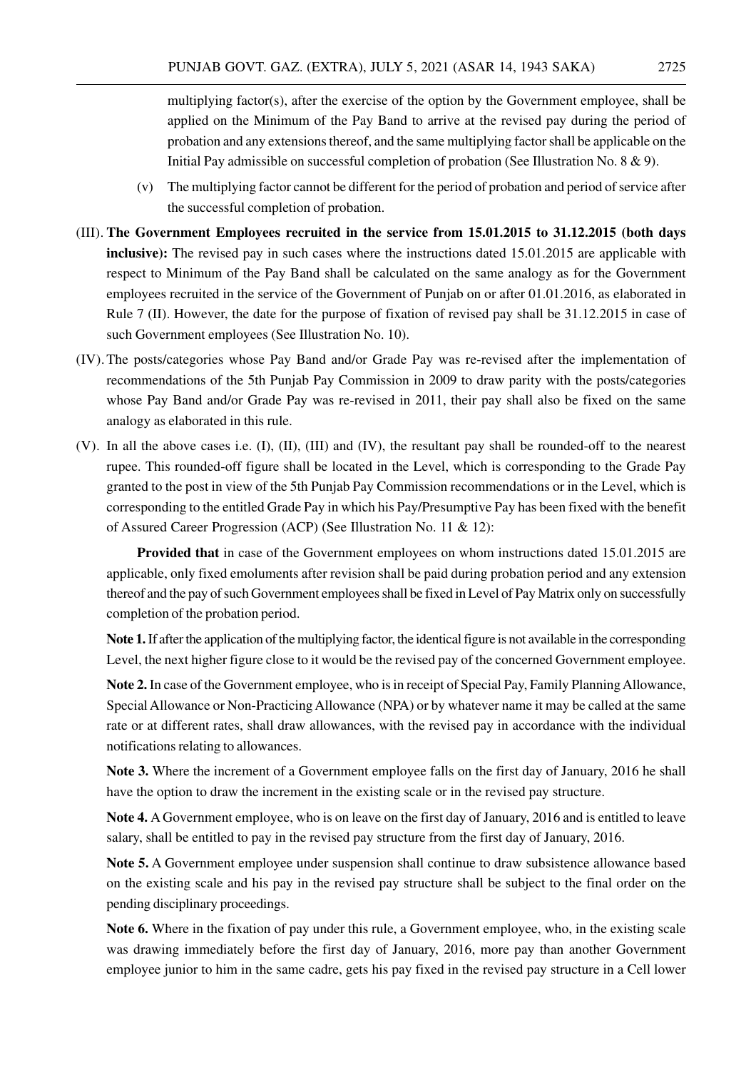multiplying factor(s), after the exercise of the option by the Government employee, shall be applied on the Minimum of the Pay Band to arrive at the revised pay during the period of probation and any extensions thereof, and the same multiplying factor shall be applicable on the Initial Pay admissible on successful completion of probation (See Illustration No. 8 & 9).

(v) The multiplying factor cannot be different for the period of probation and period of service after the successful completion of probation.

(III). **The Government Employees recruited in the service from 15.01.2015 to 31.12.2015 (both days inclusive):** The revised pay in such cases where the instructions dated 15.01.2015 are applicable with respect to Minimum of the Pay Band shall be calculated on the same analogy as for the Government employees recruited in the service of the Government of Punjab on or after 01.01.2016, as elaborated in Rule 7 (II). However, the date for the purpose of fixation of revised pay shall be 31.12.2015 in case of such Government employees (See Illustration No. 10).

(IV). The posts/categories whose Pay Band and/or Grade Pay was re-revised after the implementation of recommendations of the 5th Punjab Pay Commission in 2009 to draw parity with the posts/categories whose Pay Band and/or Grade Pay was re-revised in 2011, their pay shall also be fixed on the same analogy as elaborated in this rule.

(V). In all the above cases i.e. (I), (II), (III) and (IV), the resultant pay shall be rounded-off to the nearest rupee. This rounded-off figure shall be located in the Level, which is corresponding to the Grade Pay granted to the post in view of the 5th Punjab Pay Commission recommendations or in the Level, which is corresponding to the entitled Grade Pay in which his Pay/Presumptive Pay has been fixed with the benefit of Assured Career Progression (ACP) (See Illustration No. 11 & 12):

**Provided that** in case of the Government employees on whom instructions dated 15.01.2015 are applicable, only fixed emoluments after revision shall be paid during probation period and any extension thereof and the pay of such Government employees shall be fixed in Level of Pay Matrix only on successfully completion of the probation period.

**Note 1.** If after the application of the multiplying factor, the identical figure is not available in the corresponding Level, the next higher figure close to it would be the revised pay of the concerned Government employee.

**Note 2.** In case of the Government employee, who is in receipt of Special Pay, Family Planning Allowance, Special Allowance or Non-Practicing Allowance (NPA) or by whatever name it may be called at the same rate or at different rates, shall draw allowances, with the revised pay in accordance with the individual notifications relating to allowances.

**Note 3.** Where the increment of a Government employee falls on the first day of January, 2016 he shall have the option to draw the increment in the existing scale or in the revised pay structure.

**Note 4.** A Government employee, who is on leave on the first day of January, 2016 and is entitled to leave salary, shall be entitled to pay in the revised pay structure from the first day of January, 2016.

**Note 5.** A Government employee under suspension shall continue to draw subsistence allowance based on the existing scale and his pay in the revised pay structure shall be subject to the final order on the pending disciplinary proceedings.

**Note 6.** Where in the fixation of pay under this rule, a Government employee, who, in the existing scale was drawing immediately before the first day of January, 2016, more pay than another Government employee junior to him in the same cadre, gets his pay fixed in the revised pay structure in a Cell lower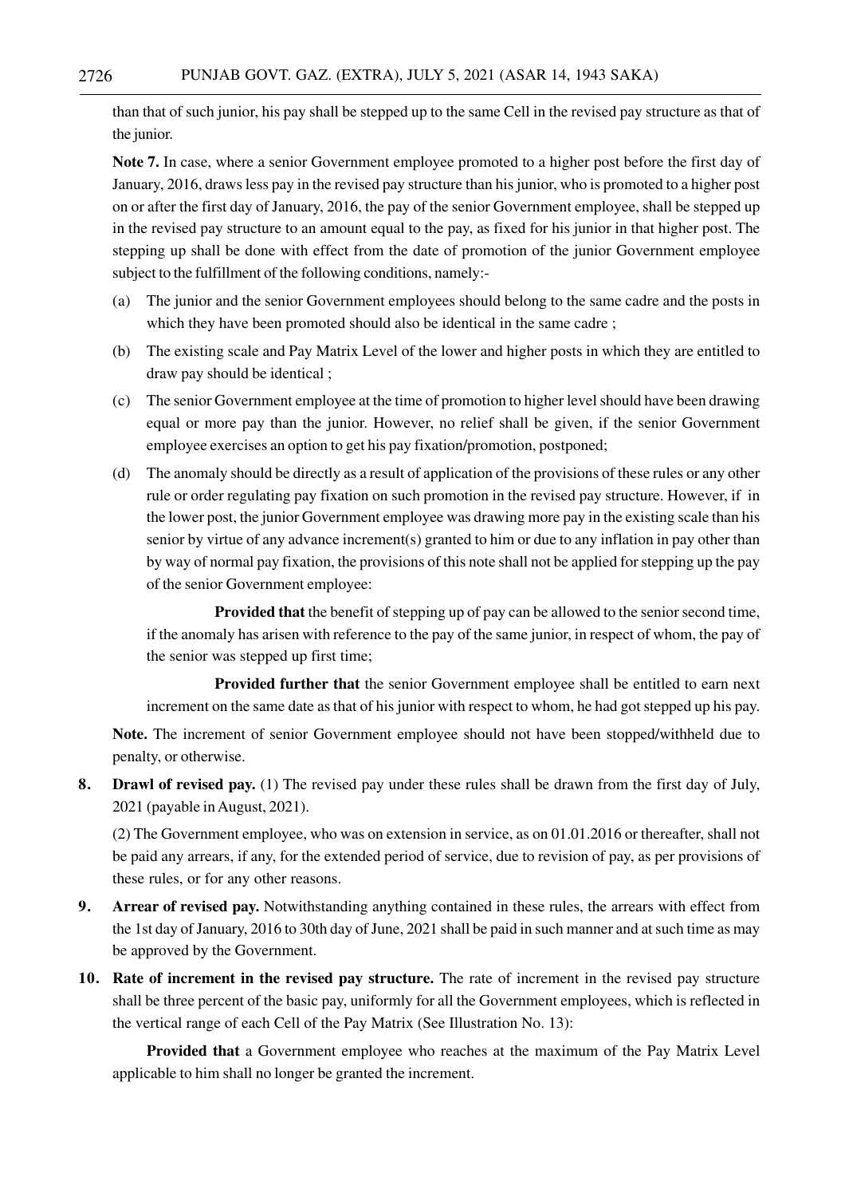than that of such junior, his pay shall be stepped up to the same Cell in the revised pay structure as that of the junior.

**Note 7.** In case, where a senior Government employee promoted to a higher post before the first day of January, 2016, draws less pay in the revised pay structure than his junior, who is promoted to a higher post on or after the first day of January, 2016, the pay of the senior Government employee, shall be stepped up in the revised pay structure to an amount equal to the pay, as fixed for his junior in that higher post. The stepping up shall be done with effect from the date of promotion of the junior Government employee subject to the fulfillment of the following conditions, namely:-

(a) The junior and the senior Government employees should belong to the same cadre and the posts in which they have been promoted should also be identical in the same cadre ;

(b) The existing scale and Pay Matrix Level of the lower and higher posts in which they are entitled to draw pay should be identical ;

(c) The senior Government employee at the time of promotion to higher level should have been drawing equal or more pay than the junior. However, no relief shall be given, if the senior Government employee exercises an option to get his pay fixation/promotion, postponed;

(d) The anomaly should be directly as a result of application of the provisions of these rules or any other rule or order regulating pay fixation on such promotion in the revised pay structure. However, if in the lower post, the junior Government employee was drawing more pay in the existing scale than his senior by virtue of any advance increment(s) granted to him or due to any inflation in pay other than by way of normal pay fixation, the provisions of this note shall not be applied for stepping up the pay of the senior Government employee:

**Provided that** the benefit of stepping up of pay can be allowed to the senior second time, if the anomaly has arisen with reference to the pay of the same junior, in respect of whom, the pay of the senior was stepped up first time;

**Provided further that** the senior Government employee shall be entitled to earn next increment on the same date as that of his junior with respect to whom, he had got stepped up his pay.

**Note.** The increment of senior Government employee should not have been stopped/withheld due to penalty, or otherwise.

**8. Drawl of revised pay.** (1) The revised pay under these rules shall be drawn from the first day of July, 2021 (payable in August, 2021).

(2) The Government employee, who was on extension in service, as on 01.01.2016 or thereafter, shall not be paid any arrears, if any, for the extended period of service, due to revision of pay, as per provisions of these rules, or for any other reasons.

**9. Arrear of revised pay.** Notwithstanding anything contained in these rules, the arrears with effect from the 1st day of January, 2016 to 30th day of June, 2021 shall be paid in such manner and at such time as may be approved by the Government.

**10. Rate of increment in the revised pay structure.** The rate of increment in the revised pay structure shall be three percent of the basic pay, uniformly for all the Government employees, which is reflected in the vertical range of each Cell of the Pay Matrix (See Illustration No. 13):

**Provided that** a Government employee who reaches at the maximum of the Pay Matrix Level applicable to him shall no longer be granted the increment.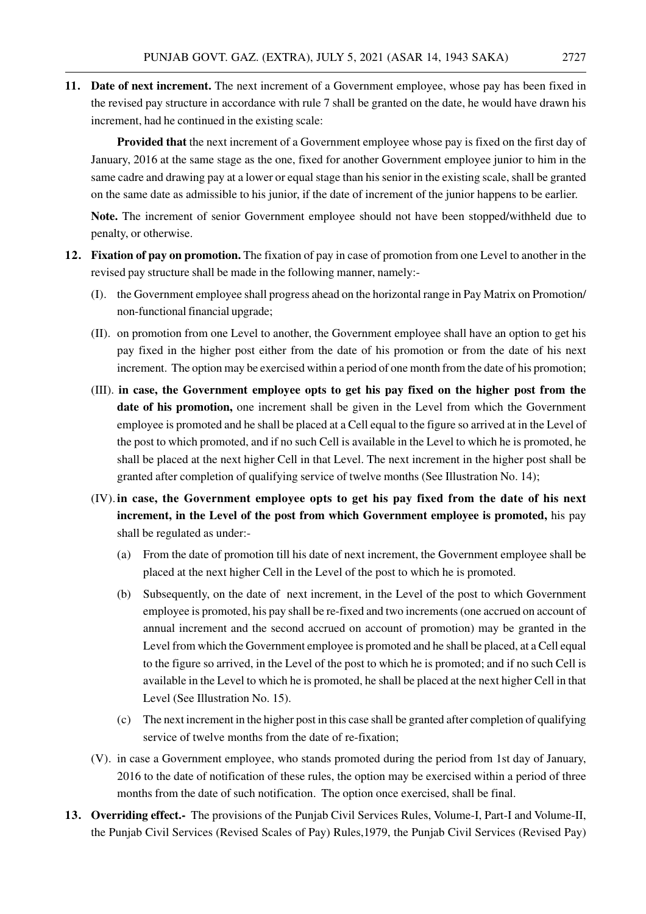**11. Date of next increment.** The next increment of a Government employee, whose pay has been fixed in the revised pay structure in accordance with rule 7 shall be granted on the date, he would have drawn his increment, had he continued in the existing scale:

**Provided that** the next increment of a Government employee whose pay is fixed on the first day of January, 2016 at the same stage as the one, fixed for another Government employee junior to him in the same cadre and drawing pay at a lower or equal stage than his senior in the existing scale, shall be granted on the same date as admissible to his junior, if the date of increment of the junior happens to be earlier.

**Note.** The increment of senior Government employee should not have been stopped/withheld due to penalty, or otherwise.

**12. Fixation of pay on promotion.** The fixation of pay in case of promotion from one Level to another in the revised pay structure shall be made in the following manner, namely:-

(I). the Government employee shall progress ahead on the horizontal range in Pay Matrix on Promotion/ non-functional financial upgrade;

(II). on promotion from one Level to another, the Government employee shall have an option to get his pay fixed in the higher post either from the date of his promotion or from the date of his next increment. The option may be exercised within a period of one month from the date of his promotion;

(III). **in case, the Government employee opts to get his pay fixed on the higher post from the date of his promotion,** one increment shall be given in the Level from which the Government employee is promoted and he shall be placed at a Cell equal to the figure so arrived at in the Level of the post to which promoted, and if no such Cell is available in the Level to which he is promoted, he shall be placed at the next higher Cell in that Level. The next increment in the higher post shall be granted after completion of qualifying service of twelve months (See Illustration No. 14);

(IV). **in case, the Government employee opts to get his pay fixed from the date of his next increment, in the Level of the post from which Government employee is promoted,** his pay shall be regulated as under:-

(a) From the date of promotion till his date of next increment, the Government employee shall be placed at the next higher Cell in the Level of the post to which he is promoted.

(b) Subsequently, on the date of next increment, in the Level of the post to which Government employee is promoted, his pay shall be re-fixed and two increments (one accrued on account of annual increment and the second accrued on account of promotion) may be granted in the Level from which the Government employee is promoted and he shall be placed, at a Cell equal to the figure so arrived, in the Level of the post to which he is promoted; and if no such Cell is available in the Level to which he is promoted, he shall be placed at the next higher Cell in that Level (See Illustration No. 15).

(c) The next increment in the higher post in this case shall be granted after completion of qualifying service of twelve months from the date of re-fixation;

(V). in case a Government employee, who stands promoted during the period from 1st day of January, 2016 to the date of notification of these rules, the option may be exercised within a period of three months from the date of such notification. The option once exercised, shall be final.

**13. Overriding effect.-** The provisions of the Punjab Civil Services Rules, Volume-I, Part-I and Volume-II, the Punjab Civil Services (Revised Scales of Pay) Rules,1979, the Punjab Civil Services (Revised Pay)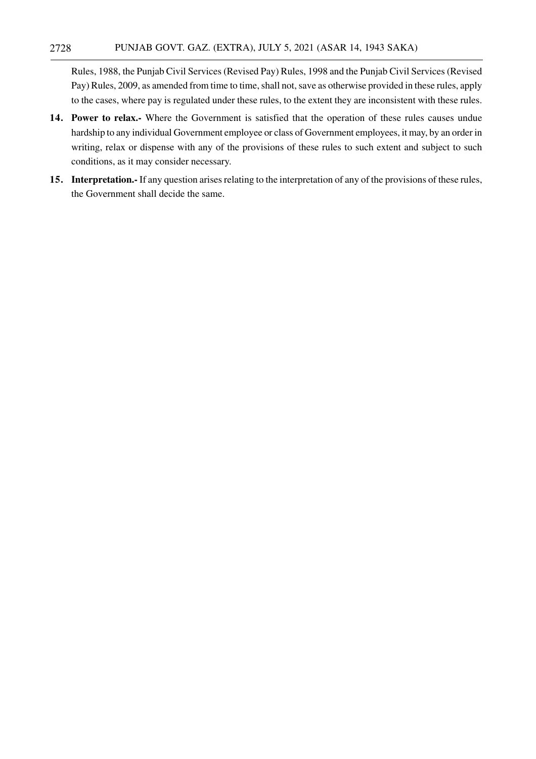Rules, 1988, the Punjab Civil Services (Revised Pay) Rules, 1998 and the Punjab Civil Services (Revised Pay) Rules, 2009, as amended from time to time, shall not, save as otherwise provided in these rules, apply to the cases, where pay is regulated under these rules, to the extent they are inconsistent with these rules.

**14. Power to relax.-** Where the Government is satisfied that the operation of these rules causes undue hardship to any individual Government employee or class of Government employees, it may, by an order in writing, relax or dispense with any of the provisions of these rules to such extent and subject to such conditions, as it may consider necessary.

**15. Interpretation.-** If any question arises relating to the interpretation of any of the provisions of these rules, the Government shall decide the same.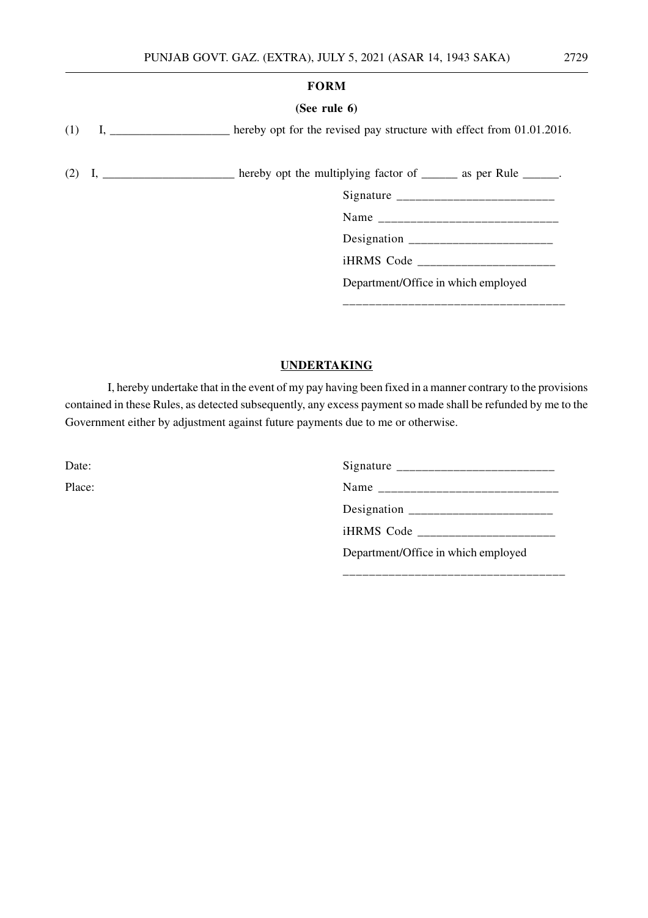**FORM**

**(See rule 6)**

(1) I, ____________________ hereby opt for the revised pay structure with effect from 01.01.2016.

(2) I, ______________________ hereby opt the multiplying factor of ______ as per Rule ______.

Signature __________________________

Name _____________________________

Designation _______________________

iHRMS Code ______________________

Department/Office in which employed

___________________________________

**UNDERTAKING**

I, hereby undertake that in the event of my pay having been fixed in a manner contrary to the provisions contained in these Rules, as detected subsequently, any excess payment so made shall be refunded by me to the Government either by adjustment against future payments due to me or otherwise.

Date:

Place:

Signature __________________________

Name _____________________________

Designation _______________________

iHRMS Code ______________________

Department/Office in which employed

___________________________________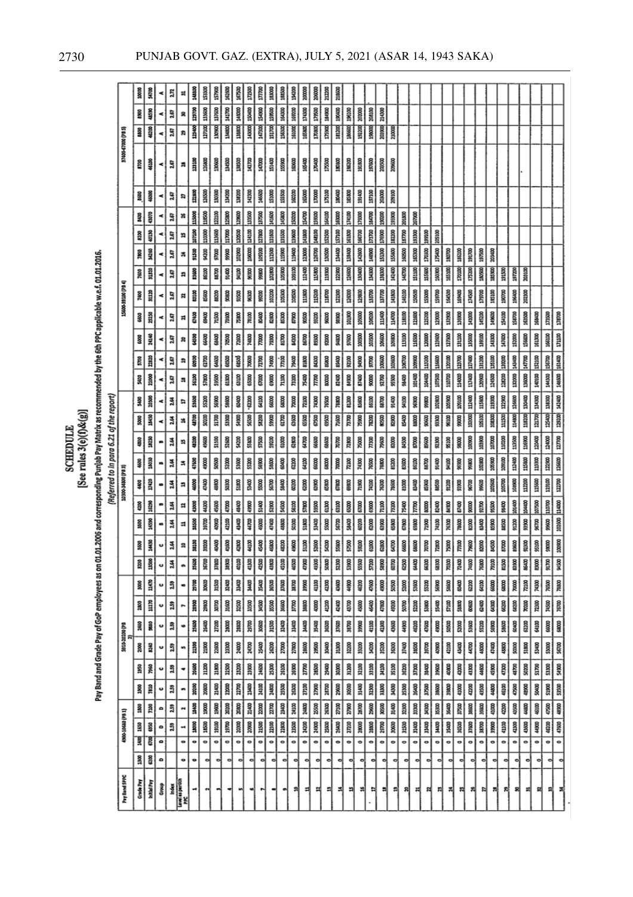# SCHEDULE

**[See rules 3(e)(f)&(g)]**

**Pay Band and Grade Pay of GoP employees as on 01.01.2006 and corresponding Punjab Pay Matrix as recommended by the 6th PPC applicable w.e.f. 01.01.2016.**

*(Referred to in para 6.21 of the report)*

| Pay Band 5PPC | 4900-10680 (PB 1) | | | | 5910-20200 (PB 2) | | | | | | 10300-34800 (PB 3) | | | | | | | | | 15600-39100 (PB 4) | | | | | | | | | | 37400-67000 (PB 5) | | | |
|---|---|---|---|---|---|---|---|---|---|---|---|---|---|---|---|---|---|---|---|---|---|---|---|---|---|---|---|---|---|---|---|---|---|
| Grade Pay | 1300 | 1400 | 1650 | 1800 | 1900 | 1950 | 2000 | 2400 | 2800 | 3000 | 3200 | 3600 | 3800 | 4200 | 4400 | 4600 | 4800 | 5000 | 5400 | 5400 | 5700 | 6000 | 6600 | 7400 | 7600 | 7800 | 8100 | 8400 | 8600 | 8700 | 8800 | 8900 | 10000 |
| Initial Pay | 6200 | 6700 | 6950 | 7100 | 7810 | 7960 | 8240 | 9880 | 11170 | 11470 | 13500 | 14430 | 14590 | 16290 | 17420 | 18030 | 18250 | 18450 | 20300 | 21000 | 22810 | 24140 | 25250 | 31120 | 31310 | 34260 | 40130 | 43070 | 46000 | 46100 | 46200 | 47150 | 54700 |
| Group | D | D | D | D | C | C | C | C | C | C | C | C | C | B | B | B | B | A | A | A | A | A | A | A | A | A | A | A | A | A | A | A | A |
| Index | 0 | 0 | 2.59 | 2.59 | 2.59 | 2.59 | 2.59 | 2.59 | 2.59 | 2.59 | 2.64 | 2.64 | 2.64 | 2.64 | 2.64 | 2.64 | 2.64 | 2.64 | 2.64 | 2.67 | 2.67 | 2.67 | 2.67 | 2.67 | 2.67 | 2.67 | 2.67 | 2.67 | 2.67 | 2.67 | 2.67 | 2.67 | 2.72 |
| Level as per 6th PPC | 0 | 0 | 1 | 2 | 3 | 4 | 5 | 6 | 7 | 8 | 9 | 10 | 11 | 12 | 13 | 14 | 15 | 16 | 17 | 18 | 19 | 20 | 21 | 22 | 23 | 24 | 25 | 26 | 27 | 28 | 29 | 30 | 31 |
| 1 | 0 | 0 | 18000 | 18400 | 20200 | 20600 | 21300 | 25600 | 28900 | 29700 | 35600 | 38100 | 38500 | 43000 | 46000 | 47600 | 48200 | 48700 | 53600 | 56100 | 60900 | 64500 | 67400 | 83100 | 83600 | 91500 | 107100 | 115000 | 122800 | 123100 | 123400 | 125900 | 148800 |
| 2 | 0 | 0 | 18500 | 19000 | 20800 | 21200 | 21900 | 26400 | 29800 | 30600 | 36700 | 39200 | 39700 | 44300 | 47400 | 49000 | 49600 | 50200 | 55200 | 57800 | 62700 | 66400 | 69400 | 85600 | 86100 | 94200 | 110300 | 118500 | 126500 | 126800 | 127100 | 129700 | 153300 |
| 3 | 0 | 0 | 19100 | 19600 | 21400 | 21800 | 22600 | 27200 | 30700 | 31500 | 37800 | 40400 | 40900 | 45600 | 48800 | 50500 | 51100 | 51700 | 56900 | 59500 | 64600 | 68400 | 71500 | 88200 | 88700 | 97000 | 113600 | 122100 | 130300 | 130600 | 130900 | 133600 | 157900 |
| 4 | 0 | 0 | 19700 | 20200 | 22000 | 22500 | 23300 | 28000 | 31600 | 32400 | 38900 | 41600 | 42100 | 47000 | 50300 | 52000 | 52600 | 53300 | 58600 | 61300 | 66500 | 70500 | 73600 | 90800 | 91400 | 99900 | 117000 | 125800 | 134200 | 134500 | 134800 | 137600 | 162600 |
| 5 | 0 | 0 | 20300 | 20800 | 22700 | 23200 | 24000 | 28800 | 32500 | 33400 | 40100 | 42800 | 43400 | 48400 | 51800 | 53600 | 54200 | 54900 | 60400 | 63100 | 68500 | 72600 | 75800 | 93500 | 94100 | 102900 | 120500 | 129600 | 138200 | 138500 | 138800 | 141700 | 167500 |
| 6 | 0 | 0 | 20900 | 21400 | 23400 | 23900 | 24700 | 29700 | 33500 | 34400 | 41300 | 44100 | 44700 | 49900 | 53400 | 55200 | 55800 | 56500 | 62200 | 65000 | 70600 | 74800 | 78100 | 96300 | 96900 | 106000 | 124100 | 133500 | 142300 | 142700 | 143000 | 146000 | 172500 |
| 7 | 0 | 0 | 21500 | 22000 | 24100 | 24600 | 25400 | 30600 | 34500 | 35400 | 42500 | 45400 | 46000 | 51400 | 55000 | 56900 | 57500 | 58200 | 64100 | 67000 | 72700 | 77000 | 80400 | 99200 | 99800 | 109200 | 127800 | 137500 | 146600 | 147000 | 147300 | 150400 | 177700 |
| 8 | 0 | 0 | 22100 | 22700 | 24800 | 25300 | 26200 | 31500 | 35500 | 36500 | 43800 | 46800 | 47400 | 52900 | 56700 | 58600 | 59200 | 59900 | 66000 | 69000 | 74900 | 79300 | 82800 | 102200 | 102800 | 112500 | 131600 | 141600 | 151000 | 151400 | 151700 | 154900 | 183000 |
| 9 | 0 | 0 | 22800 | 23400 | 25500 | 26100 | 27000 | 32400 | 36600 | 37600 | 45100 | 48200 | 48800 | 54500 | 58400 | 60400 | 61000 | 61700 | 68000 | 71100 | 77100 | 81700 | 85300 | 105300 | 105900 | 115900 | 135500 | 145800 | 155500 | 155900 | 156300 | 159500 | 188500 |
| 10 | 0 | 0 | 23500 | 24100 | 26300 | 26900 | 27800 | 33400 | 37700 | 38700 | 46500 | 49600 | 50300 | 56100 | 60200 | 62200 | 62800 | 63600 | 70000 | 73200 | 79400 | 84200 | 87900 | 108500 | 109100 | 119400 | 139600 | 150200 | 160200 | 160600 | 161000 | 164300 | 194200 |
| 11 | 0 | 0 | 24200 | 24800 | 27100 | 27700 | 28600 | 34400 | 38800 | 39900 | 47900 | 51100 | 51800 | 57800 | 62000 | 64100 | 64700 | 65500 | 72100 | 75400 | 81800 | 86700 | 90500 | 111800 | 112400 | 123000 | 143800 | 154700 | 165000 | 165400 | 165800 | 169200 | 200000 |
| 12 | 0 | 0 | 24900 | 25500 | 27900 | 28500 | 29500 | 35400 | 40000 | 41100 | 49300 | 52600 | 53400 | 59500 | 63900 | 66000 | 66600 | 67500 | 74300 | 77700 | 84300 | 89300 | 93200 | 115200 | 115800 | 126700 | 148100 | 159300 | 170000 | 170400 | 170800 | 174300 | 206000 |
| 13 | 0 | 0 | 25600 | 26300 | 28700 | 29400 | 30400 | 36500 | 41200 | 42300 | 50800 | 54200 | 55000 | 61300 | 65800 | 68000 | 68600 | 69500 | 76500 | 80000 | 86800 | 92000 | 96000 | 118700 | 119300 | 130500 | 152500 | 164100 | 175100 | 175500 | 175900 | 179500 | 212200 |
| 14 | 0 | 0 | 26400 | 27100 | 29600 | 30300 | 31300 | 37600 | 42400 | 43600 | 52300 | 55800 | 56700 | 63100 | 67800 | 70000 | 70700 | 71600 | 78800 | 82400 | 89400 | 94800 | 98900 | 122300 | 122900 | 134400 | 157100 | 169000 | 180400 | 180800 | 181200 | 184900 | 218600 |
| 15 | 0 | 0 | 27200 | 27900 | 30500 | 31200 | 32200 | 38700 | 43700 | 44900 | 53900 | 57500 | 58400 | 65000 | 69800 | 72100 | 72800 | 73700 | 81200 | 84900 | 92100 | 97600 | 101900 | 126000 | 126600 | 138400 | 161800 | 174100 | 185800 | 186200 | 186600 | 190400 | |
| 16 | 0 | 0 | 28000 | 28700 | 31400 | 32100 | 33200 | 39900 | 45000 | 46200 | 55500 | 59200 | 60200 | 67000 | 71900 | 74300 | 75000 | 75900 | 83600 | 87400 | 94900 | 100500 | 105000 | 129800 | 130400 | 142600 | 166700 | 179300 | 191400 | 191800 | 192200 | 196100 | |
| 17 | 0 | 0 | 28800 | 29600 | 32300 | 33100 | 34200 | 41100 | 46400 | 47600 | 57200 | 61000 | 62000 | 69000 | 74100 | 76500 | 77300 | 78200 | 86100 | 90000 | 97700 | 103500 | 108200 | 133700 | 134300 | 146900 | 171700 | 184700 | 197100 | 197600 | 198000 | 202000 | |
| 18 | 0 | 0 | 29700 | 30500 | 33300 | 34100 | 35200 | 42300 | 47800 | 49000 | 58900 | 62800 | 63900 | 71100 | 76300 | 78800 | 79600 | 80500 | 88700 | 92700 | 100600 | 106600 | 111400 | 137700 | 138300 | 151300 | 176900 | 190200 | 203000 | 203500 | 203900 | 208100 | |
| 19 | 0 | 0 | 30600 | 31400 | 34300 | 35100 | 36300 | 43600 | 49200 | 50500 | 60700 | 64700 | 65800 | 73200 | 78600 | 81200 | 82000 | 82900 | 91400 | 95500 | 103600 | 109800 | 114700 | 141800 | 142400 | 155800 | 182200 | 195900 | 209100 | 209600 | 210000 | 214300 | |
| 20 | 0 | 0 | 31500 | 32300 | 35300 | 36200 | 37400 | 44900 | 50700 | 52000 | 62500 | 66600 | 67800 | 75400 | 81000 | 83600 | 84500 | 85400 | 94100 | 98400 | 106700 | 113100 | 118100 | 146100 | 146700 | 160500 | 187700 | 201800 | | | | | |
| 21 | 0 | 0 | 32400 | 33300 | 36400 | 37300 | 38500 | 46200 | 52200 | 53600 | 64400 | 68600 | 69800 | 77700 | 83400 | 86100 | 87000 | 88000 | 96900 | 101400 | 109900 | 116500 | 121600 | 150500 | 151100 | 165300 | 193300 | 207900 | | | | | |
| 22 | 0 | 0 | 33400 | 34300 | 37500 | 38400 | 39700 | 47600 | 53800 | 55200 | 66300 | 70700 | 71900 | 80000 | 85900 | 88700 | 89600 | 90600 | 99800 | 104400 | 113200 | 120000 | 125200 | 155000 | 155600 | 170300 | 199100 | | | | | | |
| 23 | 0 | 0 | 34400 | 35300 | 38600 | 39600 | 40900 | 49000 | 55400 | 56900 | 68300 | 72800 | 74100 | 82400 | 88500 | 91400 | 92300 | 93300 | 102800 | 107500 | 116600 | 123600 | 129000 | 159700 | 160300 | 175400 | 205100 | | | | | | |
| 24 | 0 | 0 | 35400 | 36400 | 39800 | 40800 | 42100 | 50500 | 57100 | 58600 | 70300 | 75000 | 76300 | 84900 | 91200 | 94100 | 95100 | 96100 | 105900 | 110700 | 120100 | 127300 | 132900 | 164500 | 165100 | 180700 | | | | | | | |
| 25 | 0 | 0 | 36500 | 37500 | 41000 | 42000 | 43400 | 52000 | 58800 | 60400 | 72400 | 77300 | 78600 | 87400 | 93900 | 96900 | 98000 | 99000 | 109100 | 114000 | 123700 | 131100 | 136900 | 169400 | 170100 | 186100 | | | | | | | |
| 26 | 0 | 0 | 37600 | 38600 | 42200 | 43300 | 44700 | 53600 | 60600 | 62200 | 74600 | 79600 | 81000 | 90000 | 96700 | 99800 | 100900 | 102000 | 112400 | 117400 | 127400 | 135000 | 141000 | 174500 | 175200 | 191700 | | | | | | | |
| 27 | 0 | 0 | 38700 | 39800 | 43500 | 44600 | 46000 | 55200 | 62400 | 64100 | 76800 | 82000 | 83400 | 92700 | 99600 | 102800 | 103900 | 105100 | 115800 | 120900 | 131200 | 139100 | 145200 | 179700 | 180500 | 197500 | | | | | | | |
| 28 | 0 | 0 | 39900 | 41000 | 44800 | 45900 | 47400 | 56900 | 64300 | 66000 | 79100 | 84500 | 85900 | 95500 | 102600 | 105900 | 107000 | 108300 | 119300 | 124500 | 135100 | 143300 | 149600 | 185100 | 185900 | 203400 | | | | | | | |
| 29 | 0 | 0 | 41100 | 42200 | 46100 | 47300 | 48800 | 58600 | 66200 | 68000 | 81500 | 87000 | 88500 | 98400 | 105700 | 109100 | 110200 | 111500 | 122900 | 128200 | 139200 | 147600 | 154100 | 190700 | 191500 | | | | | | | | |
| 30 | 0 | 0 | 42300 | 43500 | 47500 | 48700 | 50300 | 60400 | 68200 | 70000 | 83900 | 89600 | 91200 | 101400 | 108900 | 112400 | 113500 | 114800 | 126600 | 132000 | 143400 | 152000 | 158700 | 196400 | 197200 | | | | | | | | |
| 31 | 0 | 0 | 43600 | 44800 | 48900 | 50200 | 51800 | 62200 | 70200 | 72100 | 86400 | 92300 | 93900 | 104400 | 112200 | 115800 | 116900 | 118200 | 130400 | 136000 | 147700 | 156600 | 163500 | 202300 | 203100 | | | | | | | | |
| 32 | 0 | 0 | 44900 | 46100 | 50400 | 51700 | 53400 | 64100 | 72300 | 74300 | 89000 | 95100 | 96700 | 107500 | 115600 | 119300 | 120400 | 121700 | 134300 | 140100 | 152100 | 161300 | 168400 | | | | | | | | | | |
| 33 | 0 | 0 | 46200 | 47500 | 51900 | 53300 | 55000 | 66000 | 74500 | 76500 | 91700 | 98000 | 99600 | 110700 | 119100 | 122900 | 124000 | 125400 | 138300 | 144300 | 156700 | 166100 | 173500 | | | | | | | | | | |
| 34 | 0 | 0 | 47600 | 48900 | 53500 | 54900 | 56700 | 68000 | 76700 | 78800 | 94500 | 100900 | 102600 | 114000 | 122700 | 126600 | 127700 | 129200 | 142400 | 148600 | 161400 | 171100 | 178700 | | | | | | | | | | |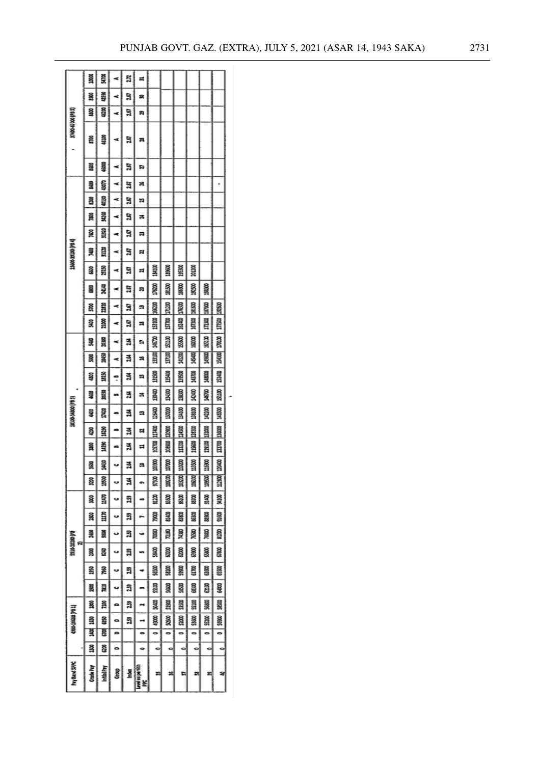| Pay Band 5PPC | 4900-10680 (PB 1) | | | | 5910-20200 (PB 2) | | | | | | 10300-34800 (PB 3) | | | | | | | | | 15600-39100 (PB 4) | | | | | | | | | 37400-67000 (PB 5) | | | | |
|---|---|---|---|---|---|---|---|---|---|---|---|---|---|---|---|---|---|---|---|---|---|---|---|---|---|---|---|---|---|---|---|---|---|
| Grade Pay | 1300 | 1400 | 1650 | 1800 | 1900 | 1950 | 2000 | 2400 | 2800 | 3000 | 3200 | 3600 | 3800 | 4200 | 4400 | 4600 | 4800 | 5000 | 5400 | 5400 | 5700 | 6000 | 6600 | 7400 | 7600 | 7800 | 8200 | 8400 | 8600 | 8700 | 8800 | 8900 | 10000 |
| Initial Pay | 6200 | 6700 | 6950 | 7100 | 7110 | 7940 | 8240 | 9880 | 11170 | 11470 | 13500 | 14410 | 14590 | 16290 | 17420 | 18030 | 18250 | 18450 | 20300 | 21000 | 22320 | 24140 | 25250 | 31120 | 33110 | 34240 | 40130 | 43070 | 46000 | 46100 | 46200 | 46590 | 54700 |
| Group | D | D | D | D | C | C | C | C | C | C | C | C | B | B | B | B | B | A | A | A | A | A | A | A | A | A | A | A | A | A | A | A | A |
| Index | | | 2.59 | 2.59 | 2.59 | 2.59 | 2.59 | 2.59 | 2.59 | 2.59 | 2.64 | 2.64 | 2.64 | 2.64 | 2.64 | 2.64 | 2.64 | 2.64 | 2.64 | 2.67 | 2.67 | 2.67 | 2.67 | 2.67 | 2.67 | 2.67 | 2.67 | 2.67 | 2.67 | 2.67 | 2.67 | 2.67 | 2.72 |
| Level as per 6th PPC | 0 | 0 | 1 | 2 | 3 | 4 | 5 | 6 | 7 | 8 | 9 | 10 | 11 | 12 | 13 | 14 | 15 | 16 | 17 | 18 | 19 | 20 | 21 | 22 | 23 | 24 | 25 | 26 | 27 | 28 | 29 | 30 | 31 |
| 35 | 0 | 0 | 49000 | 50400 | 55100 | 56500 | 58400 | 70000 | 79000 | 81200 | 97200 | 103900 | 105700 | 117400 | 126400 | 130400 | 131500 | 133100 | 146700 | 153100 | 166200 | 176200 | 184100 | | | | | | | | | | |
| 36 | 0 | 0 | 50500 | 51900 | 56800 | 58200 | 60200 | 72100 | 81400 | 83600 | 100100 | 107000 | 108900 | 120900 | 130200 | 134300 | 135400 | 137100 | 151100 | 157700 | 171200 | 181500 | 189600 | | | | | | | | | | |
| 37 | 0 | 0 | 52000 | 53500 | 58500 | 59900 | 62000 | 74300 | 83800 | 86100 | 103100 | 110200 | 112200 | 124500 | 134100 | 138300 | 139500 | 141200 | 155600 | 162400 | 176300 | 186900 | 195300 | | | | | | | | | | |
| 38 | 0 | 0 | 53600 | 55100 | 60300 | 61700 | 63900 | 76500 | 86300 | 88700 | 106200 | 113500 | 115600 | 128200 | 138100 | 142400 | 143700 | 145400 | 160300 | 167300 | 181600 | 192500 | 201200 | | | | | | | | | | |
| 39 | 0 | 0 | 55200 | 56800 | 62100 | 63600 | 65800 | 78800 | 88900 | 91400 | 109400 | 116900 | 119100 | 132000 | 142200 | 146700 | 148000 | 149800 | 165100 | 172300 | 187000 | 198300 | | | | | | | | | | | |
| 40 | 0 | 0 | 56900 | 58500 | 64000 | 65500 | 67800 | 81200 | 91600 | 94100 | 112700 | 120400 | 122700 | 136000 | 146500 | 151100 | 152400 | 154300 | 170100 | 177500 | 192600 | | | | | | | | | | | | |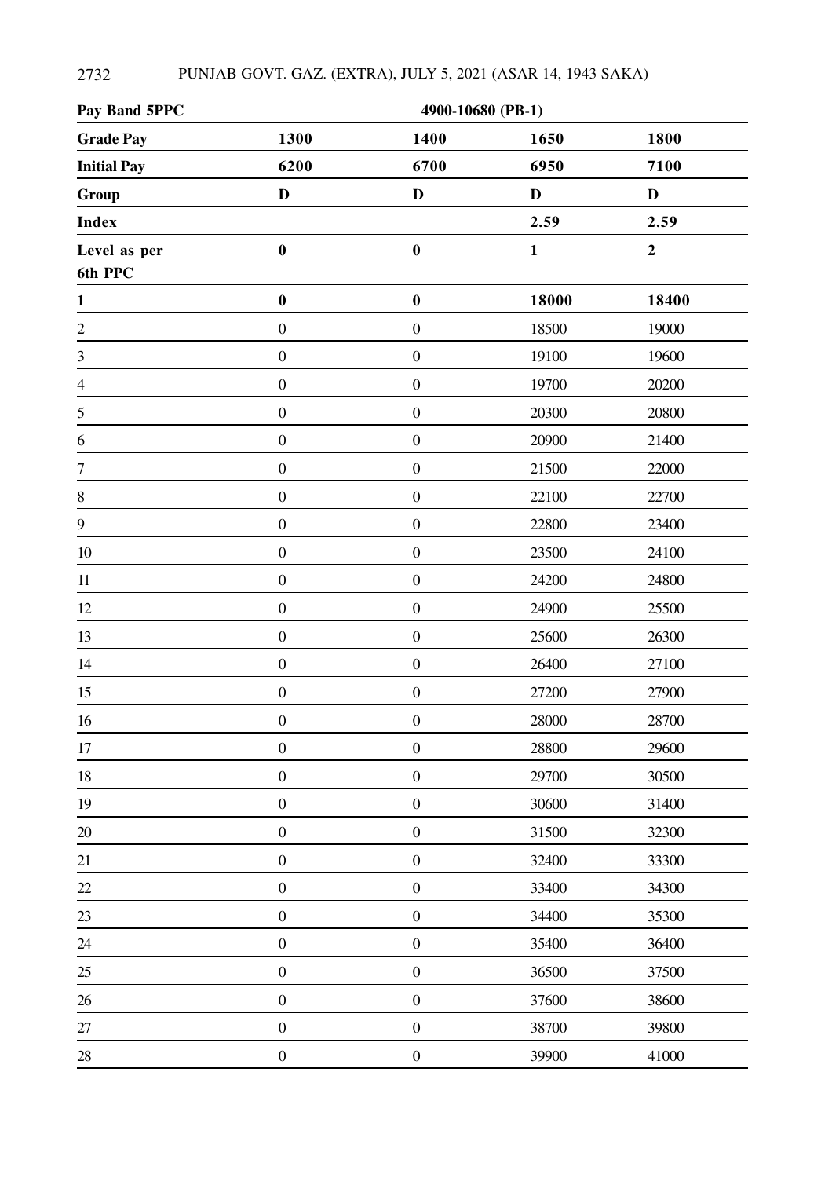| Pay Band 5PPC | 4900-10680 (PB-1) | | | |
|---|---|---|---|---|
| **Grade Pay** | **1300** | **1400** | **1650** | **1800** |
| **Initial Pay** | **6200** | **6700** | **6950** | **7100** |
| **Group** | **D** | **D** | **D** | **D** |
| **Index** | | | **2.59** | **2.59** |
| **Level as per 6th PPC** | **0** | **0** | **1** | **2** |
| **1** | **0** | **0** | **18000** | **18400** |
| 2 | 0 | 0 | 18500 | 19000 |
| 3 | 0 | 0 | 19100 | 19600 |
| 4 | 0 | 0 | 19700 | 20200 |
| 5 | 0 | 0 | 20300 | 20800 |
| 6 | 0 | 0 | 20900 | 21400 |
| 7 | 0 | 0 | 21500 | 22000 |
| 8 | 0 | 0 | 22100 | 22700 |
| 9 | 0 | 0 | 22800 | 23400 |
| 10 | 0 | 0 | 23500 | 24100 |
| 11 | 0 | 0 | 24200 | 24800 |
| 12 | 0 | 0 | 24900 | 25500 |
| 13 | 0 | 0 | 25600 | 26300 |
| 14 | 0 | 0 | 26400 | 27100 |
| 15 | 0 | 0 | 27200 | 27900 |
| 16 | 0 | 0 | 28000 | 28700 |
| 17 | 0 | 0 | 28800 | 29600 |
| 18 | 0 | 0 | 29700 | 30500 |
| 19 | 0 | 0 | 30600 | 31400 |
| 20 | 0 | 0 | 31500 | 32300 |
| 21 | 0 | 0 | 32400 | 33300 |
| 22 | 0 | 0 | 33400 | 34300 |
| 23 | 0 | 0 | 34400 | 35300 |
| 24 | 0 | 0 | 35400 | 36400 |
| 25 | 0 | 0 | 36500 | 37500 |
| 26 | 0 | 0 | 37600 | 38600 |
| 27 | 0 | 0 | 38700 | 39800 |
| 28 | 0 | 0 | 39900 | 41000 |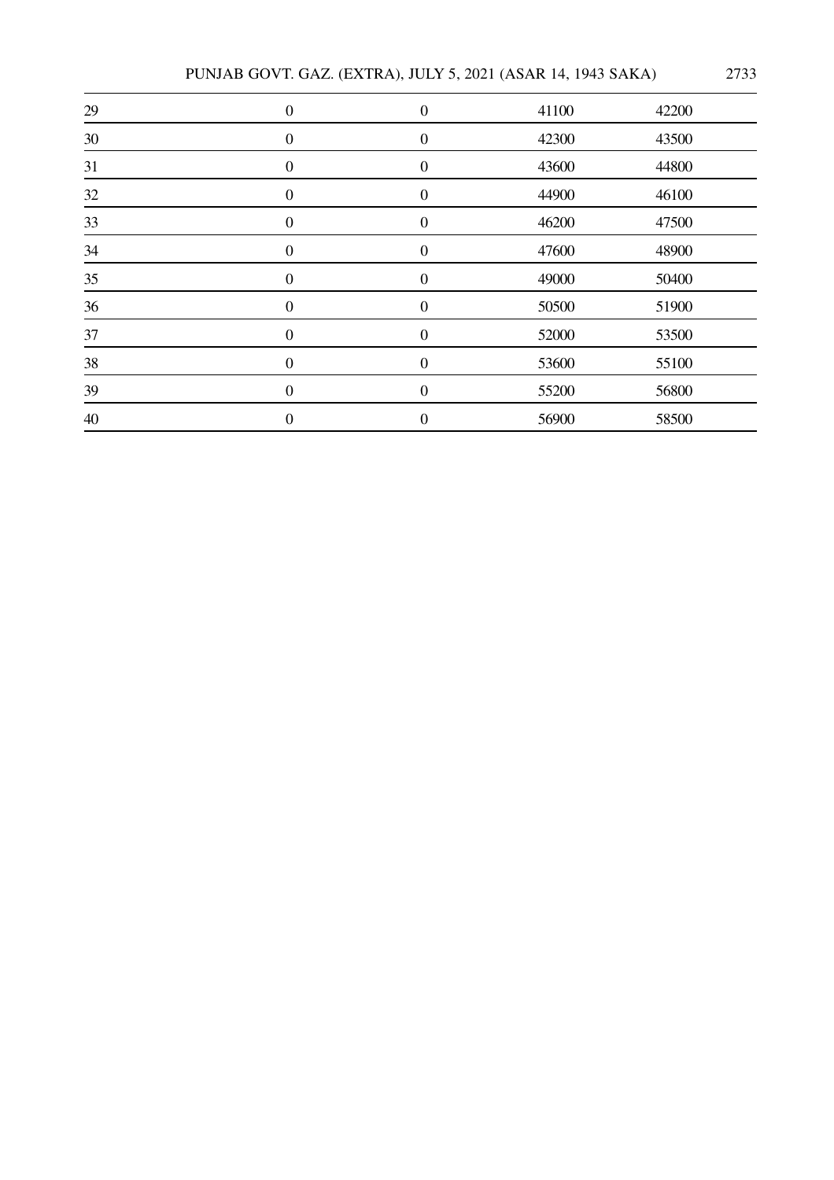| | | | | |
|---|---|---|---|---|
| 29 | 0 | 0 | 41100 | 42200 |
| 30 | 0 | 0 | 42300 | 43500 |
| 31 | 0 | 0 | 43600 | 44800 |
| 32 | 0 | 0 | 44900 | 46100 |
| 33 | 0 | 0 | 46200 | 47500 |
| 34 | 0 | 0 | 47600 | 48900 |
| 35 | 0 | 0 | 49000 | 50400 |
| 36 | 0 | 0 | 50500 | 51900 |
| 37 | 0 | 0 | 52000 | 53500 |
| 38 | 0 | 0 | 53600 | 55100 |
| 39 | 0 | 0 | 55200 | 56800 |
| 40 | 0 | 0 | 56900 | 58500 |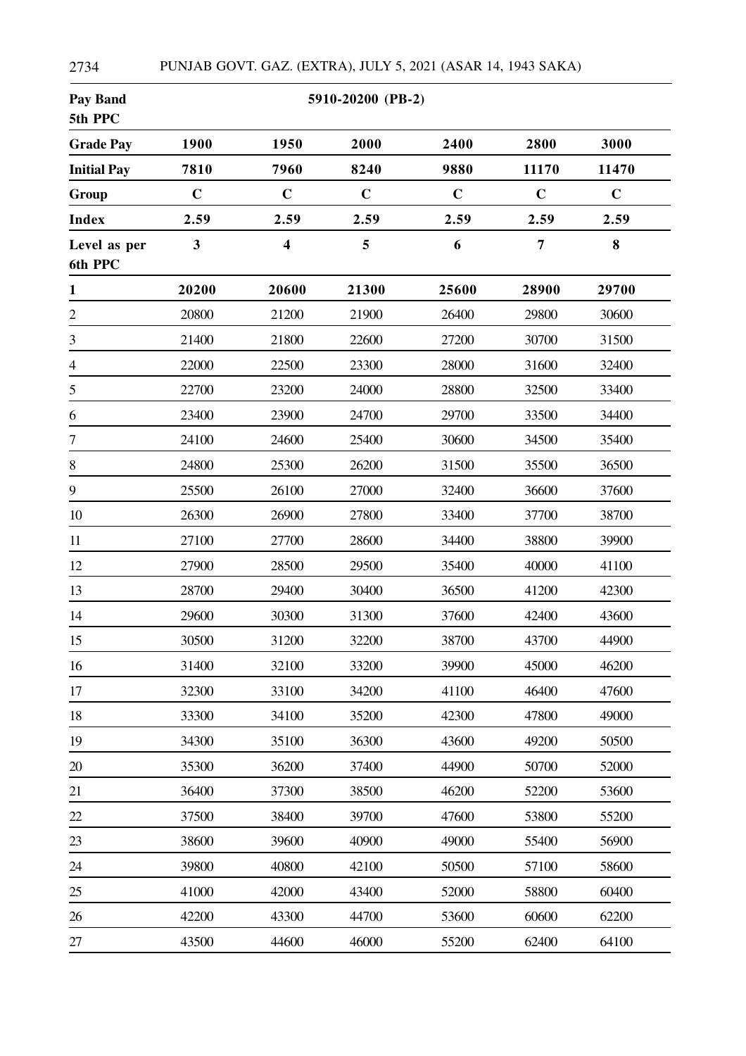| Pay Band 5th PPC | 5910-20200 (PB-2) | | | | | |
|---|---|---|---|---|---|---|
| **Grade Pay** | **1900** | **1950** | **2000** | **2400** | **2800** | **3000** |
| **Initial Pay** | **7810** | **7960** | **8240** | **9880** | **11170** | **11470** |
| **Group** | **C** | **C** | **C** | **C** | **C** | **C** |
| **Index** | **2.59** | **2.59** | **2.59** | **2.59** | **2.59** | **2.59** |
| **Level as per 6th PPC** | **3** | **4** | **5** | **6** | **7** | **8** |
| **1** | **20200** | **20600** | **21300** | **25600** | **28900** | **29700** |
| 2 | 20800 | 21200 | 21900 | 26400 | 29800 | 30600 |
| 3 | 21400 | 21800 | 22600 | 27200 | 30700 | 31500 |
| 4 | 22000 | 22500 | 23300 | 28000 | 31600 | 32400 |
| 5 | 22700 | 23200 | 24000 | 28800 | 32500 | 33400 |
| 6 | 23400 | 23900 | 24700 | 29700 | 33500 | 34400 |
| 7 | 24100 | 24600 | 25400 | 30600 | 34500 | 35400 |
| 8 | 24800 | 25300 | 26200 | 31500 | 35500 | 36500 |
| 9 | 25500 | 26100 | 27000 | 32400 | 36600 | 37600 |
| 10 | 26300 | 26900 | 27800 | 33400 | 37700 | 38700 |
| 11 | 27100 | 27700 | 28600 | 34400 | 38800 | 39900 |
| 12 | 27900 | 28500 | 29500 | 35400 | 40000 | 41100 |
| 13 | 28700 | 29400 | 30400 | 36500 | 41200 | 42300 |
| 14 | 29600 | 30300 | 31300 | 37600 | 42400 | 43600 |
| 15 | 30500 | 31200 | 32200 | 38700 | 43700 | 44900 |
| 16 | 31400 | 32100 | 33200 | 39900 | 45000 | 46200 |
| 17 | 32300 | 33100 | 34200 | 41100 | 46400 | 47600 |
| 18 | 33300 | 34100 | 35200 | 42300 | 47800 | 49000 |
| 19 | 34300 | 35100 | 36300 | 43600 | 49200 | 50500 |
| 20 | 35300 | 36200 | 37400 | 44900 | 50700 | 52000 |
| 21 | 36400 | 37300 | 38500 | 46200 | 52200 | 53600 |
| 22 | 37500 | 38400 | 39700 | 47600 | 53800 | 55200 |
| 23 | 38600 | 39600 | 40900 | 49000 | 55400 | 56900 |
| 24 | 39800 | 40800 | 42100 | 50500 | 57100 | 58600 |
| 25 | 41000 | 42000 | 43400 | 52000 | 58800 | 60400 |
| 26 | 42200 | 43300 | 44700 | 53600 | 60600 | 62200 |
| 27 | 43500 | 44600 | 46000 | 55200 | 62400 | 64100 |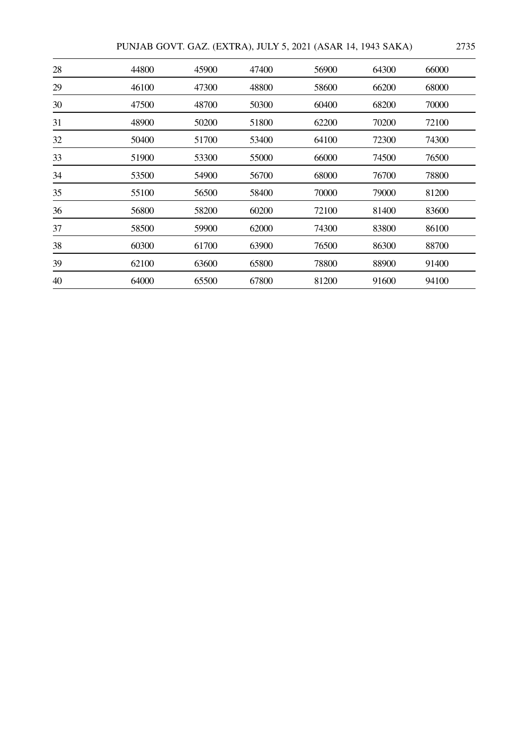| | | | | | | |
|---|---|---|---|---|---|---|
| 28 | 44800 | 45900 | 47400 | 56900 | 64300 | 66000 |
| 29 | 46100 | 47300 | 48800 | 58600 | 66200 | 68000 |
| 30 | 47500 | 48700 | 50300 | 60400 | 68200 | 70000 |
| 31 | 48900 | 50200 | 51800 | 62200 | 70200 | 72100 |
| 32 | 50400 | 51700 | 53400 | 64100 | 72300 | 74300 |
| 33 | 51900 | 53300 | 55000 | 66000 | 74500 | 76500 |
| 34 | 53500 | 54900 | 56700 | 68000 | 76700 | 78800 |
| 35 | 55100 | 56500 | 58400 | 70000 | 79000 | 81200 |
| 36 | 56800 | 58200 | 60200 | 72100 | 81400 | 83600 |
| 37 | 58500 | 59900 | 62000 | 74300 | 83800 | 86100 |
| 38 | 60300 | 61700 | 63900 | 76500 | 86300 | 88700 |
| 39 | 62100 | 63600 | 65800 | 78800 | 88900 | 91400 |
| 40 | 64000 | 65500 | 67800 | 81200 | 91600 | 94100 |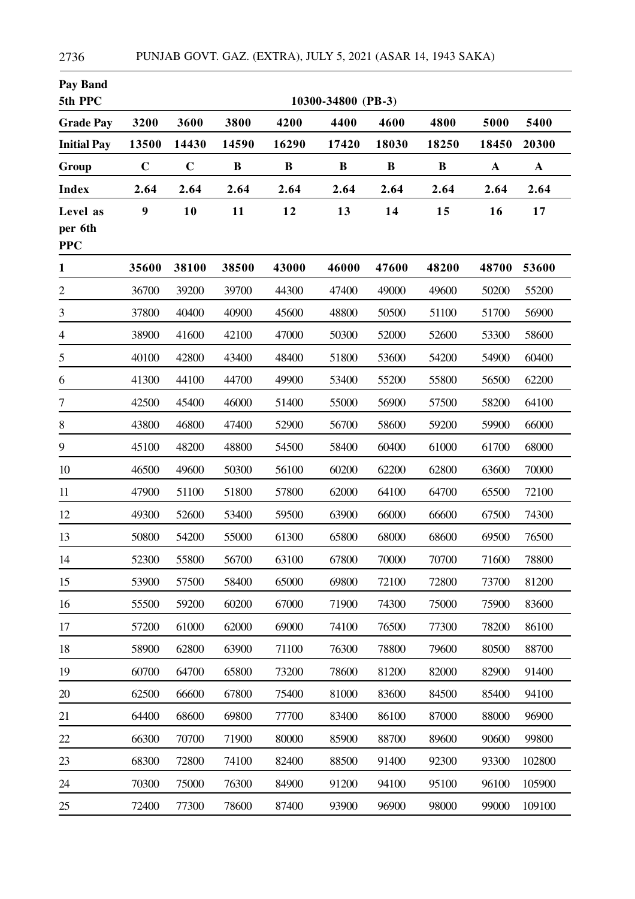| Pay Band 5th PPC | 10300-34800 (PB-3) | | | | | | | | |
|---|---|---|---|---|---|---|---|---|---|
| **Grade Pay** | **3200** | **3600** | **3800** | **4200** | **4400** | **4600** | **4800** | **5000** | **5400** |
| **Initial Pay** | **13500** | **14430** | **14590** | **16290** | **17420** | **18030** | **18250** | **18450** | **20300** |
| **Group** | **C** | **C** | **B** | **B** | **B** | **B** | **B** | **A** | **A** |
| **Index** | **2.64** | **2.64** | **2.64** | **2.64** | **2.64** | **2.64** | **2.64** | **2.64** | **2.64** |
| **Level as per 6th PPC** | **9** | **10** | **11** | **12** | **13** | **14** | **15** | **16** | **17** |
| **1** | **35600** | **38100** | **38500** | **43000** | **46000** | **47600** | **48200** | **48700** | **53600** |
| 2 | 36700 | 39200 | 39700 | 44300 | 47400 | 49000 | 49600 | 50200 | 55200 |
| 3 | 37800 | 40400 | 40900 | 45600 | 48800 | 50500 | 51100 | 51700 | 56900 |
| 4 | 38900 | 41600 | 42100 | 47000 | 50300 | 52000 | 52600 | 53300 | 58600 |
| 5 | 40100 | 42800 | 43400 | 48400 | 51800 | 53600 | 54200 | 54900 | 60400 |
| 6 | 41300 | 44100 | 44700 | 49900 | 53400 | 55200 | 55800 | 56500 | 62200 |
| 7 | 42500 | 45400 | 46000 | 51400 | 55000 | 56900 | 57500 | 58200 | 64100 |
| 8 | 43800 | 46800 | 47400 | 52900 | 56700 | 58600 | 59200 | 59900 | 66000 |
| 9 | 45100 | 48200 | 48800 | 54500 | 58400 | 60400 | 61000 | 61700 | 68000 |
| 10 | 46500 | 49600 | 50300 | 56100 | 60200 | 62200 | 62800 | 63600 | 70000 |
| 11 | 47900 | 51100 | 51800 | 57800 | 62000 | 64100 | 64700 | 65500 | 72100 |
| 12 | 49300 | 52600 | 53400 | 59500 | 63900 | 66000 | 66600 | 67500 | 74300 |
| 13 | 50800 | 54200 | 55000 | 61300 | 65800 | 68000 | 68600 | 69500 | 76500 |
| 14 | 52300 | 55800 | 56700 | 63100 | 67800 | 70000 | 70700 | 71600 | 78800 |
| 15 | 53900 | 57500 | 58400 | 65000 | 69800 | 72100 | 72800 | 73700 | 81200 |
| 16 | 55500 | 59200 | 60200 | 67000 | 71900 | 74300 | 75000 | 75900 | 83600 |
| 17 | 57200 | 61000 | 62000 | 69000 | 74100 | 76500 | 77300 | 78200 | 86100 |
| 18 | 58900 | 62800 | 63900 | 71100 | 76300 | 78800 | 79600 | 80500 | 88700 |
| 19 | 60700 | 64700 | 65800 | 73200 | 78600 | 81200 | 82000 | 82900 | 91400 |
| 20 | 62500 | 66600 | 67800 | 75400 | 81000 | 83600 | 84500 | 85400 | 94100 |
| 21 | 64400 | 68600 | 69800 | 77700 | 83400 | 86100 | 87000 | 88000 | 96900 |
| 22 | 66300 | 70700 | 71900 | 80000 | 85900 | 88700 | 89600 | 90600 | 99800 |
| 23 | 68300 | 72800 | 74100 | 82400 | 88500 | 91400 | 92300 | 93300 | 102800 |
| 24 | 70300 | 75000 | 76300 | 84900 | 91200 | 94100 | 95100 | 96100 | 105900 |
| 25 | 72400 | 77300 | 78600 | 87400 | 93900 | 96900 | 98000 | 99000 | 109100 |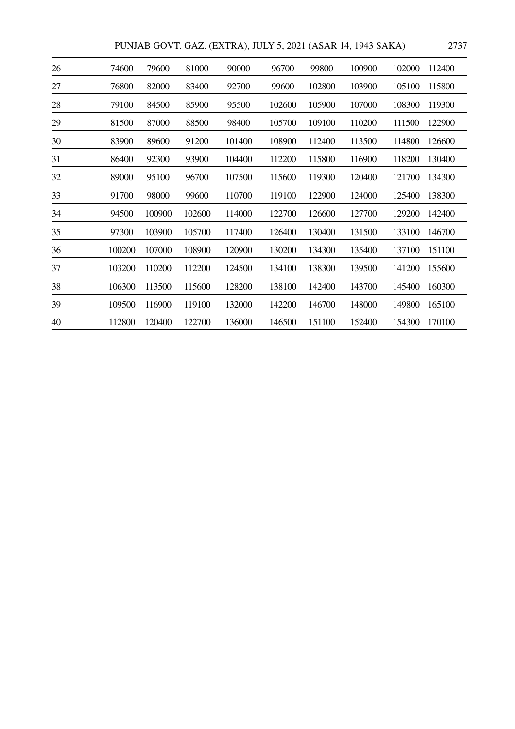| | | | | | | | | | |
|---|---|---|---|---|---|---|---|---|---|
| 26 | 74600 | 79600 | 81000 | 90000 | 96700 | 99800 | 100900 | 102000 | 112400 |
| 27 | 76800 | 82000 | 83400 | 92700 | 99600 | 102800 | 103900 | 105100 | 115800 |
| 28 | 79100 | 84500 | 85900 | 95500 | 102600 | 105900 | 107000 | 108300 | 119300 |
| 29 | 81500 | 87000 | 88500 | 98400 | 105700 | 109100 | 110200 | 111500 | 122900 |
| 30 | 83900 | 89600 | 91200 | 101400 | 108900 | 112400 | 113500 | 114800 | 126600 |
| 31 | 86400 | 92300 | 93900 | 104400 | 112200 | 115800 | 116900 | 118200 | 130400 |
| 32 | 89000 | 95100 | 96700 | 107500 | 115600 | 119300 | 120400 | 121700 | 134300 |
| 33 | 91700 | 98000 | 99600 | 110700 | 119100 | 122900 | 124000 | 125400 | 138300 |
| 34 | 94500 | 100900 | 102600 | 114000 | 122700 | 126600 | 127700 | 129200 | 142400 |
| 35 | 97300 | 103900 | 105700 | 117400 | 126400 | 130400 | 131500 | 133100 | 146700 |
| 36 | 100200 | 107000 | 108900 | 120900 | 130200 | 134300 | 135400 | 137100 | 151100 |
| 37 | 103200 | 110200 | 112200 | 124500 | 134100 | 138300 | 139500 | 141200 | 155600 |
| 38 | 106300 | 113500 | 115600 | 128200 | 138100 | 142400 | 143700 | 145400 | 160300 |
| 39 | 109500 | 116900 | 119100 | 132000 | 142200 | 146700 | 148000 | 149800 | 165100 |
| 40 | 112800 | 120400 | 122700 | 136000 | 146500 | 151100 | 152400 | 154300 | 170100 |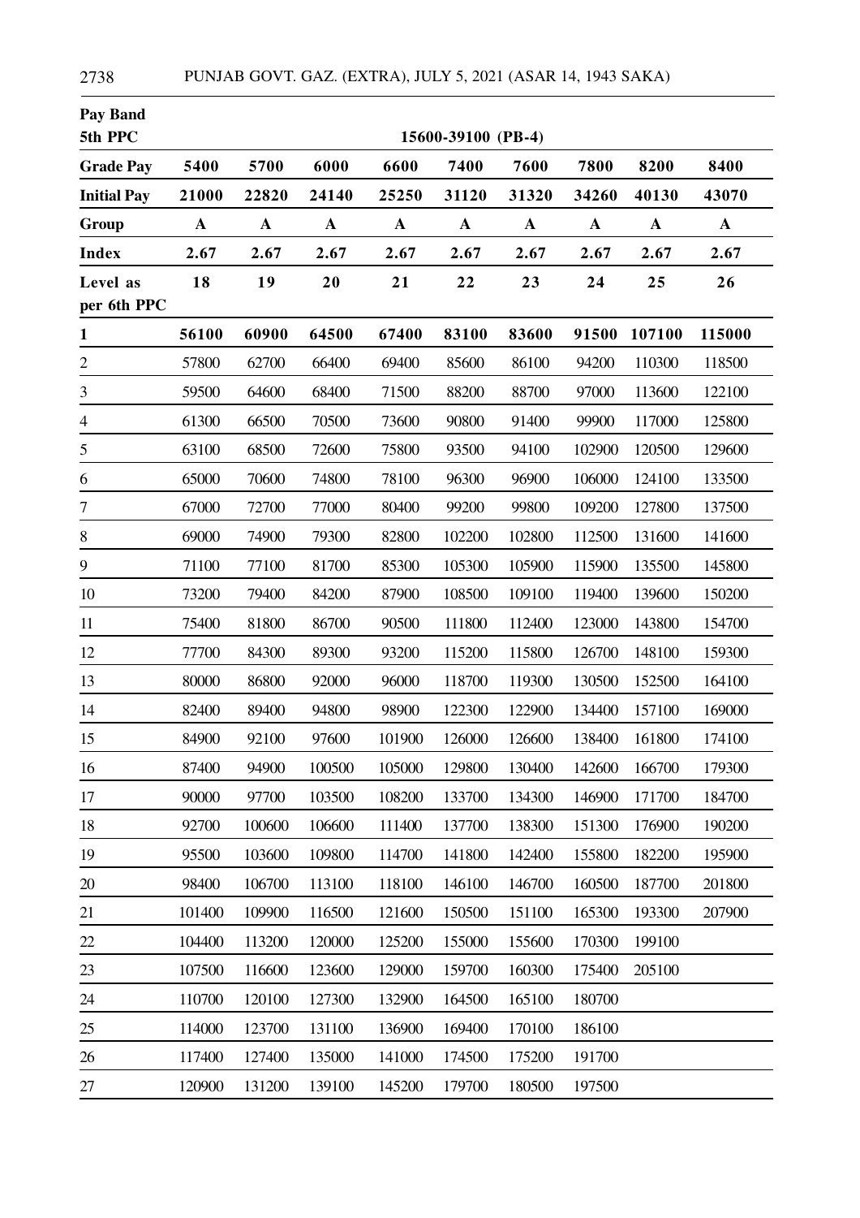| Pay Band 5th PPC | 15600-39100 (PB-4) | | | | | | | | |
|---|---|---|---|---|---|---|---|---|---|
| **Grade Pay** | **5400** | **5700** | **6000** | **6600** | **7400** | **7600** | **7800** | **8200** | **8400** |
| **Initial Pay** | **21000** | **22820** | **24140** | **25250** | **31120** | **31320** | **34260** | **40130** | **43070** |
| **Group** | **A** | **A** | **A** | **A** | **A** | **A** | **A** | **A** | **A** |
| **Index** | **2.67** | **2.67** | **2.67** | **2.67** | **2.67** | **2.67** | **2.67** | **2.67** | **2.67** |
| **Level as per 6th PPC** | **18** | **19** | **20** | **21** | **22** | **23** | **24** | **25** | **26** |
| **1** | **56100** | **60900** | **64500** | **67400** | **83100** | **83600** | **91500** | **107100** | **115000** |
| 2 | 57800 | 62700 | 66400 | 69400 | 85600 | 86100 | 94200 | 110300 | 118500 |
| 3 | 59500 | 64600 | 68400 | 71500 | 88200 | 88700 | 97000 | 113600 | 122100 |
| 4 | 61300 | 66500 | 70500 | 73600 | 90800 | 91400 | 99900 | 117000 | 125800 |
| 5 | 63100 | 68500 | 72600 | 75800 | 93500 | 94100 | 102900 | 120500 | 129600 |
| 6 | 65000 | 70600 | 74800 | 78100 | 96300 | 96900 | 106000 | 124100 | 133500 |
| 7 | 67000 | 72700 | 77000 | 80400 | 99200 | 99800 | 109200 | 127800 | 137500 |
| 8 | 69000 | 74900 | 79300 | 82800 | 102200 | 102800 | 112500 | 131600 | 141600 |
| 9 | 71100 | 77100 | 81700 | 85300 | 105300 | 105900 | 115900 | 135500 | 145800 |
| 10 | 73200 | 79400 | 84200 | 87900 | 108500 | 109100 | 119400 | 139600 | 150200 |
| 11 | 75400 | 81800 | 86700 | 90500 | 111800 | 112400 | 123000 | 143800 | 154700 |
| 12 | 77700 | 84300 | 89300 | 93200 | 115200 | 115800 | 126700 | 148100 | 159300 |
| 13 | 80000 | 86800 | 92000 | 96000 | 118700 | 119300 | 130500 | 152500 | 164100 |
| 14 | 82400 | 89400 | 94800 | 98900 | 122300 | 122900 | 134400 | 157100 | 169000 |
| 15 | 84900 | 92100 | 97600 | 101900 | 126000 | 126600 | 138400 | 161800 | 174100 |
| 16 | 87400 | 94900 | 100500 | 105000 | 129800 | 130400 | 142600 | 166700 | 179300 |
| 17 | 90000 | 97700 | 103500 | 108200 | 133700 | 134300 | 146900 | 171700 | 184700 |
| 18 | 92700 | 100600 | 106600 | 111400 | 137700 | 138300 | 151300 | 176900 | 190200 |
| 19 | 95500 | 103600 | 109800 | 114700 | 141800 | 142400 | 155800 | 182200 | 195900 |
| 20 | 98400 | 106700 | 113100 | 118100 | 146100 | 146700 | 160500 | 187700 | 201800 |
| 21 | 101400 | 109900 | 116500 | 121600 | 150500 | 151100 | 165300 | 193300 | 207900 |
| 22 | 104400 | 113200 | 120000 | 125200 | 155000 | 155600 | 170300 | 199100 | |
| 23 | 107500 | 116600 | 123600 | 129000 | 159700 | 160300 | 175400 | 205100 | |
| 24 | 110700 | 120100 | 127300 | 132900 | 164500 | 165100 | 180700 | | |
| 25 | 114000 | 123700 | 131100 | 136900 | 169400 | 170100 | 186100 | | |
| 26 | 117400 | 127400 | 135000 | 141000 | 174500 | 175200 | 191700 | | |
| 27 | 120900 | 131200 | 139100 | 145200 | 179700 | 180500 | 197500 | | |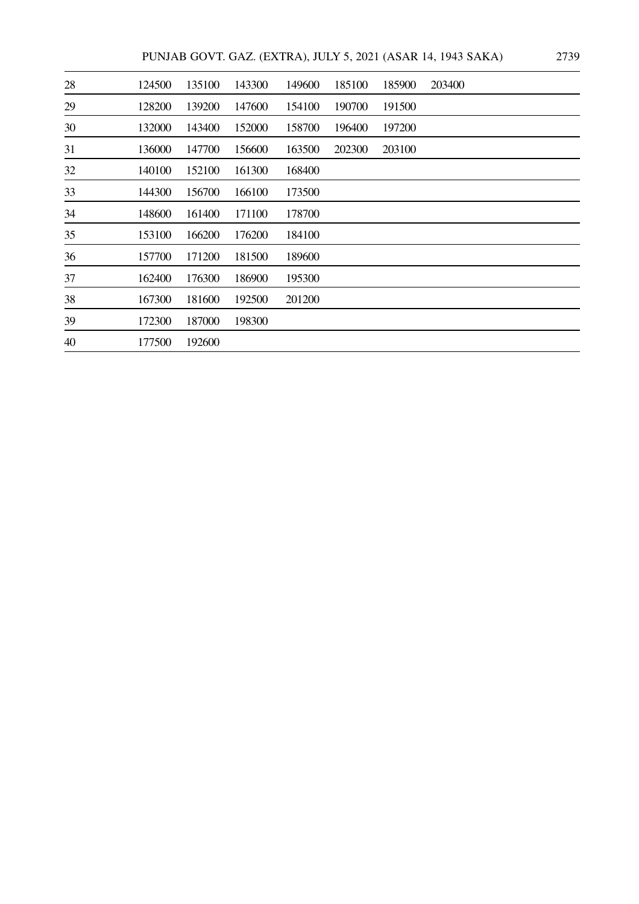| | | | | | | | |
|---|---|---|---|---|---|---|---|
| 28 | 124500 | 135100 | 143300 | 149600 | 185100 | 185900 | 203400 |
| 29 | 128200 | 139200 | 147600 | 154100 | 190700 | 191500 | |
| 30 | 132000 | 143400 | 152000 | 158700 | 196400 | 197200 | |
| 31 | 136000 | 147700 | 156600 | 163500 | 202300 | 203100 | |
| 32 | 140100 | 152100 | 161300 | 168400 | | | |
| 33 | 144300 | 156700 | 166100 | 173500 | | | |
| 34 | 148600 | 161400 | 171100 | 178700 | | | |
| 35 | 153100 | 166200 | 176200 | 184100 | | | |
| 36 | 157700 | 171200 | 181500 | 189600 | | | |
| 37 | 162400 | 176300 | 186900 | 195300 | | | |
| 38 | 167300 | 181600 | 192500 | 201200 | | | |
| 39 | 172300 | 187000 | 198300 | | | | |
| 40 | 177500 | 192600 | | | | | |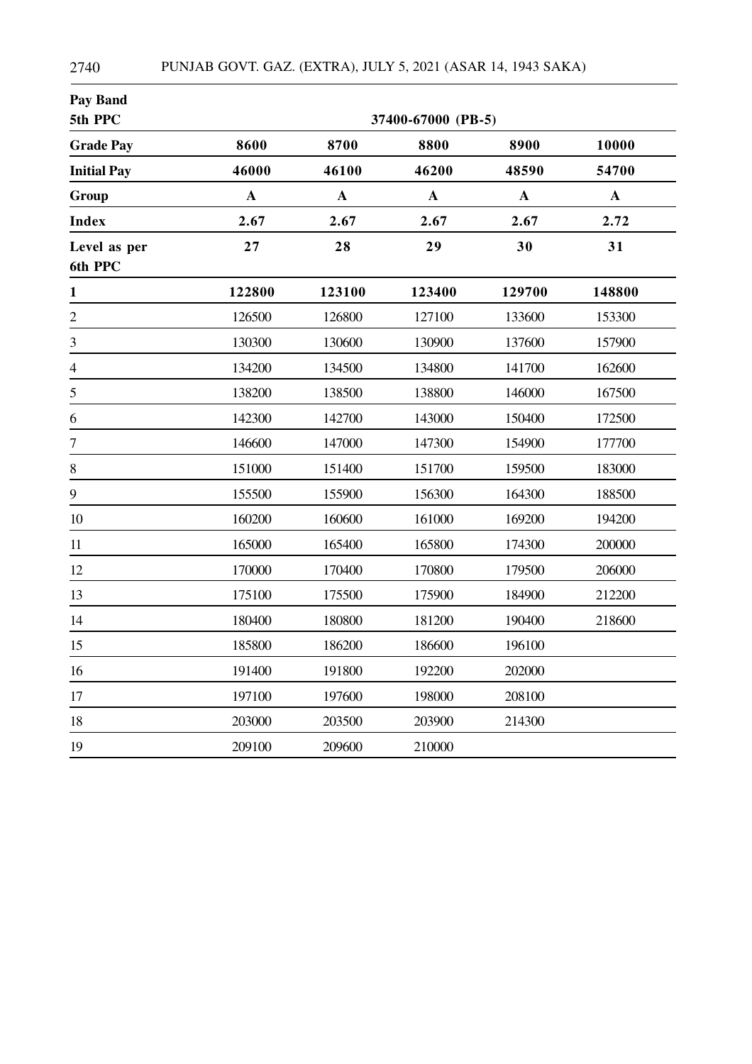| Pay Band 5th PPC | 37400-67000 (PB-5) | | | | |
|---|---|---|---|---|---|
| **Grade Pay** | **8600** | **8700** | **8800** | **8900** | **10000** |
| **Initial Pay** | **46000** | **46100** | **46200** | **48590** | **54700** |
| **Group** | **A** | **A** | **A** | **A** | **A** |
| **Index** | **2.67** | **2.67** | **2.67** | **2.67** | **2.72** |
| **Level as per 6th PPC** | **27** | **28** | **29** | **30** | **31** |
| **1** | **122800** | **123100** | **123400** | **129700** | **148800** |
| 2 | 126500 | 126800 | 127100 | 133600 | 153300 |
| 3 | 130300 | 130600 | 130900 | 137600 | 157900 |
| 4 | 134200 | 134500 | 134800 | 141700 | 162600 |
| 5 | 138200 | 138500 | 138800 | 146000 | 167500 |
| 6 | 142300 | 142700 | 143000 | 150400 | 172500 |
| 7 | 146600 | 147000 | 147300 | 154900 | 177700 |
| 8 | 151000 | 151400 | 151700 | 159500 | 183000 |
| 9 | 155500 | 155900 | 156300 | 164300 | 188500 |
| 10 | 160200 | 160600 | 161000 | 169200 | 194200 |
| 11 | 165000 | 165400 | 165800 | 174300 | 200000 |
| 12 | 170000 | 170400 | 170800 | 179500 | 206000 |
| 13 | 175100 | 175500 | 175900 | 184900 | 212200 |
| 14 | 180400 | 180800 | 181200 | 190400 | 218600 |
| 15 | 185800 | 186200 | 186600 | 196100 | |
| 16 | 191400 | 191800 | 192200 | 202000 | |
| 17 | 197100 | 197600 | 198000 | 208100 | |
| 18 | 203000 | 203500 | 203900 | 214300 | |
| 19 | 209100 | 209600 | 210000 | | |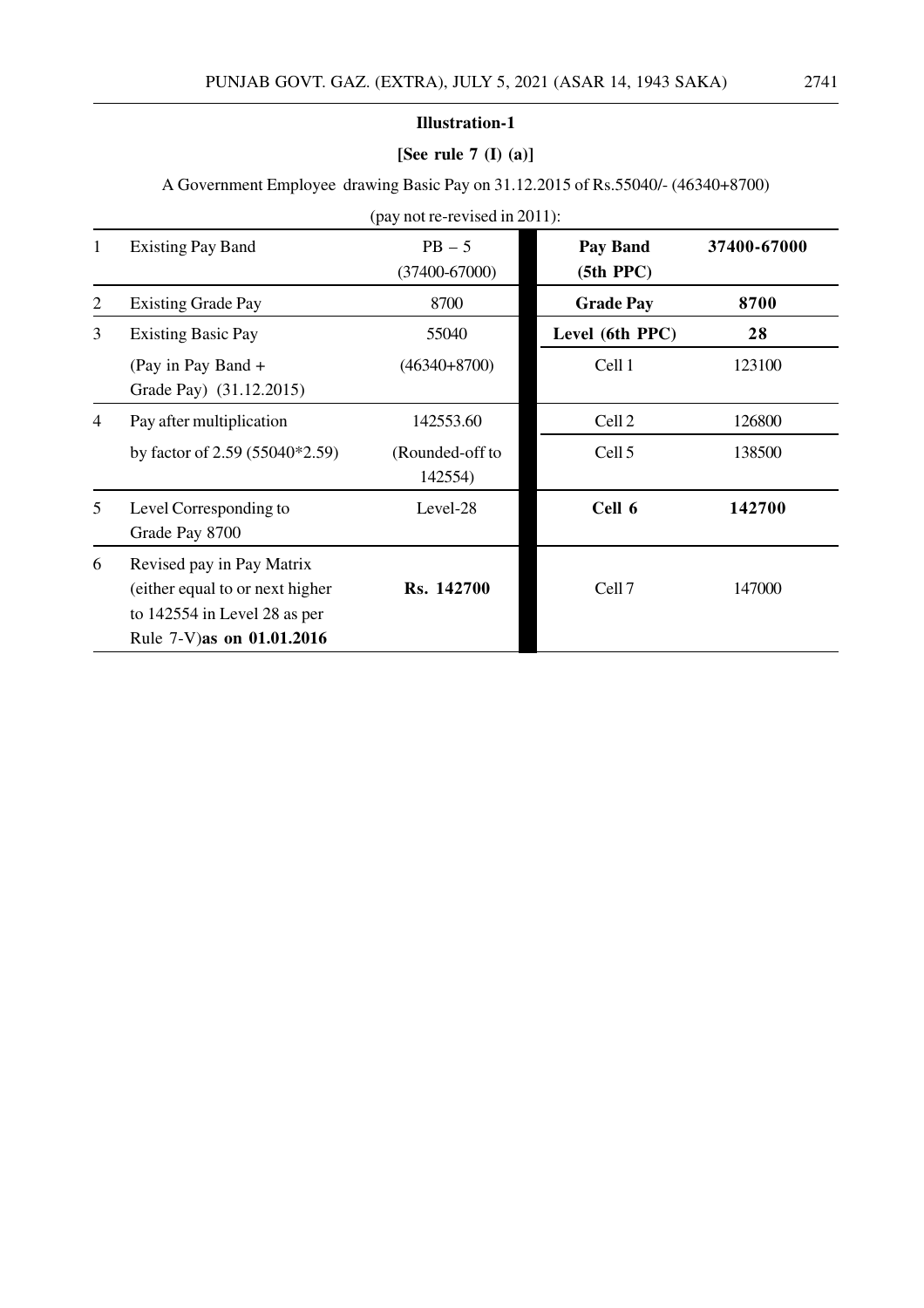**Illustration-1**

**[See rule 7 (I) (a)]**

A Government Employee drawing Basic Pay on 31.12.2015 of Rs.55040/- (46340+8700)

(pay not re-revised in 2011):

| | | | | |
|---|---|---|---|---|
| 1 | Existing Pay Band | PB – 5 (37400-67000) | **Pay Band (5th PPC)** | **37400-67000** |
| 2 | Existing Grade Pay | 8700 | **Grade Pay** | **8700** |
| 3 | Existing Basic Pay | 55040 | **Level (6th PPC)** | **28** |
| | (Pay in Pay Band + Grade Pay) (31.12.2015) | (46340+8700) | Cell 1 | 123100 |
| 4 | Pay after multiplication | 142553.60 | Cell 2 | 126800 |
| | by factor of 2.59 (55040*2.59) | (Rounded-off to 142554) | Cell 5 | 138500 |
| 5 | Level Corresponding to Grade Pay 8700 | Level-28 | **Cell 6** | **142700** |
| 6 | Revised pay in Pay Matrix (either equal to or next higher to 142554 in Level 28 as per Rule 7-V) **as on 01.01.2016** | **Rs. 142700** | Cell 7 | 147000 |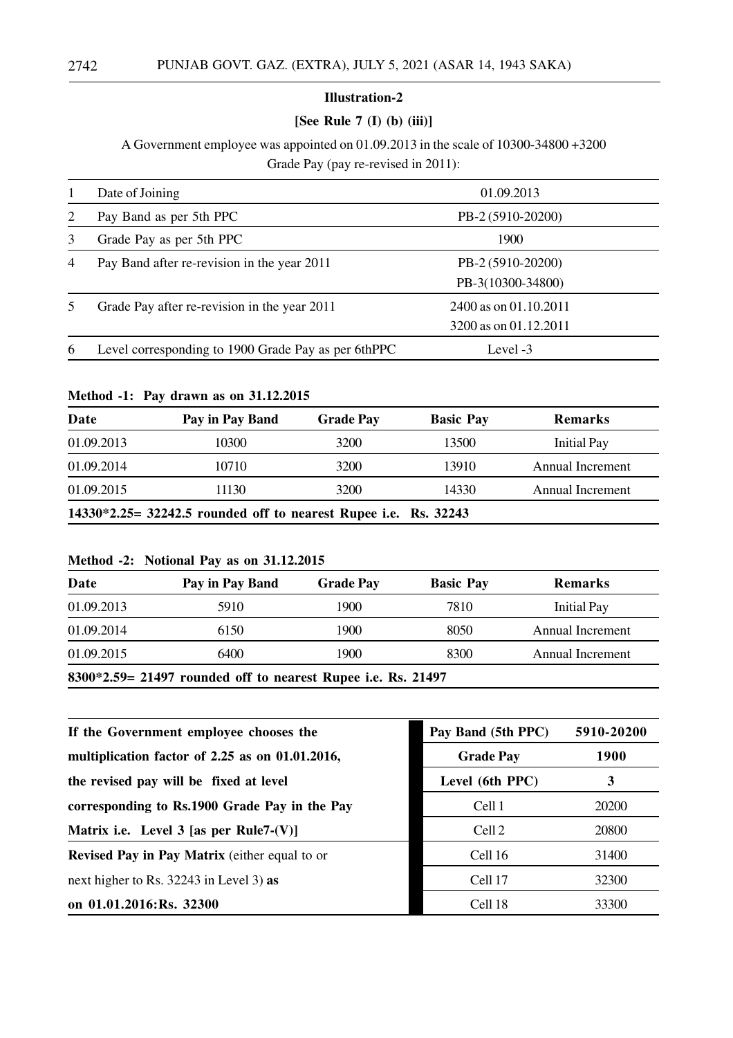**Illustration-2**

**[See Rule 7 (I) (b) (iii)]**

A Government employee was appointed on 01.09.2013 in the scale of 10300-34800 +3200 Grade Pay (pay re-revised in 2011):

| | | |
|---|---|---|
| 1 | Date of Joining | 01.09.2013 |
| 2 | Pay Band as per 5th PPC | PB-2 (5910-20200) |
| 3 | Grade Pay as per 5th PPC | 1900 |
| 4 | Pay Band after re-revision in the year 2011 | PB-2 (5910-20200)<br>PB-3(10300-34800) |
| 5 | Grade Pay after re-revision in the year 2011 | 2400 as on 01.10.2011<br>3200 as on 01.12.2011 |
| 6 | Level corresponding to 1900 Grade Pay as per 6thPPC | Level -3 |

**Method -1: Pay drawn as on 31.12.2015**

| Date | Pay in Pay Band | Grade Pay | Basic Pay | Remarks |
|---|---|---|---|---|
| 01.09.2013 | 10300 | 3200 | 13500 | Initial Pay |
| 01.09.2014 | 10710 | 3200 | 13910 | Annual Increment |
| 01.09.2015 | 11130 | 3200 | 14330 | Annual Increment |
| **14330*2.25= 32242.5 rounded off to nearest Rupee i.e. Rs. 32243** | | | | |

**Method -2: Notional Pay as on 31.12.2015**

| Date | Pay in Pay Band | Grade Pay | Basic Pay | Remarks |
|---|---|---|---|---|
| 01.09.2013 | 5910 | 1900 | 7810 | Initial Pay |
| 01.09.2014 | 6150 | 1900 | 8050 | Annual Increment |
| 01.09.2015 | 6400 | 1900 | 8300 | Annual Increment |
| **8300*2.59= 21497 rounded off to nearest Rupee i.e. Rs. 21497** | | | | |

| | Pay Band (5th PPC) | 5910-20200 |
|---|---|---|
| **If the Government employee chooses the multiplication factor of 2.25 as on 01.01.2016, the revised pay will be fixed at level corresponding to Rs.1900 Grade Pay in the Pay Matrix i.e. Level 3 [as per Rule7-(V)]** | **Grade Pay** | **1900** |
| | **Level (6th PPC)** | **3** |
| | Cell 1 | 20200 |
| | Cell 2 | 20800 |
| **Revised Pay in Pay Matrix** (either equal to or next higher to Rs. 32243 in Level 3) **as on 01.01.2016:Rs. 32300** | Cell 16 | 31400 |
| | Cell 17 | 32300 |
| | Cell 18 | 33300 |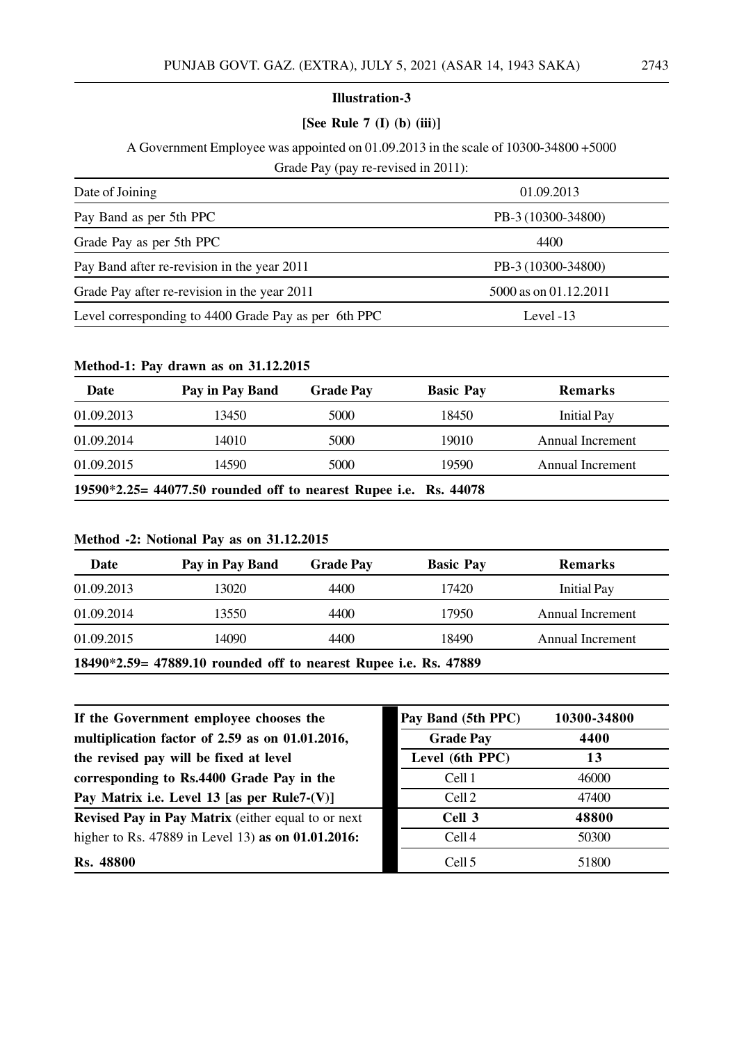**Illustration-3**

**[See Rule 7 (I) (b) (iii)]**

A Government Employee was appointed on 01.09.2013 in the scale of 10300-34800 +5000 Grade Pay (pay re-revised in 2011):

| | |
|---|---|
| Date of Joining | 01.09.2013 |
| Pay Band as per 5th PPC | PB-3 (10300-34800) |
| Grade Pay as per 5th PPC | 4400 |
| Pay Band after re-revision in the year 2011 | PB-3 (10300-34800) |
| Grade Pay after re-revision in the year 2011 | 5000 as on 01.12.2011 |
| Level corresponding to 4400 Grade Pay as per 6th PPC | Level -13 |

**Method-1: Pay drawn as on 31.12.2015**

| Date | Pay in Pay Band | Grade Pay | Basic Pay | Remarks |
|---|---|---|---|---|
| 01.09.2013 | 13450 | 5000 | 18450 | Initial Pay |
| 01.09.2014 | 14010 | 5000 | 19010 | Annual Increment |
| 01.09.2015 | 14590 | 5000 | 19590 | Annual Increment |
| **19590*2.25= 44077.50 rounded off to nearest Rupee i.e. Rs. 44078** | | | | |

**Method -2: Notional Pay as on 31.12.2015**

| Date | Pay in Pay Band | Grade Pay | Basic Pay | Remarks |
|---|---|---|---|---|
| 01.09.2013 | 13020 | 4400 | 17420 | Initial Pay |
| 01.09.2014 | 13550 | 4400 | 17950 | Annual Increment |
| 01.09.2015 | 14090 | 4400 | 18490 | Annual Increment |
| **18490*2.59= 47889.10 rounded off to nearest Rupee i.e. Rs. 47889** | | | | |

| | Pay Band (5th PPC) | 10300-34800 |
|---|---|---|
| **If the Government employee chooses the multiplication factor of 2.59 as on 01.01.2016, the revised pay will be fixed at level corresponding to Rs.4400 Grade Pay in the Pay Matrix i.e. Level 13 [as per Rule7-(V)]** | **Grade Pay** | **4400** |
| | **Level (6th PPC)** | **13** |
| | Cell 1 | 46000 |
| | Cell 2 | 47400 |
| **Revised Pay in Pay Matrix** (either equal to or next higher to Rs. 47889 in Level 13) **as on 01.01.2016: Rs. 48800** | **Cell 3** | **48800** |
| | Cell 4 | 50300 |
| | Cell 5 | 51800 |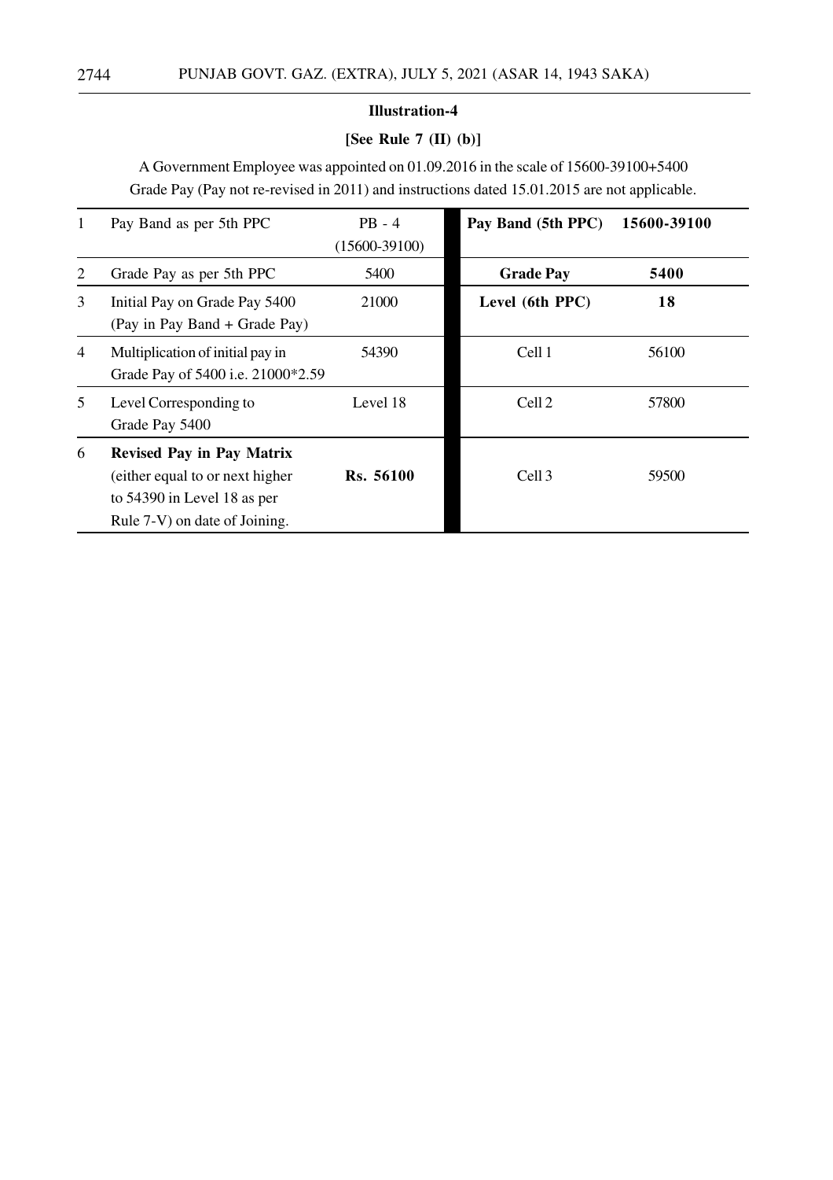**Illustration-4**

**[See Rule 7 (II) (b)]**

A Government Employee was appointed on 01.09.2016 in the scale of 15600-39100+5400 Grade Pay (Pay not re-revised in 2011) and instructions dated 15.01.2015 are not applicable.

| | | | **Pay Band (5th PPC)** | **15600-39100** |
|---|---|---|---|---|
| 1 | Pay Band as per 5th PPC | PB - 4 (15600-39100) | | |
| 2 | Grade Pay as per 5th PPC | 5400 | **Grade Pay** | **5400** |
| 3 | Initial Pay on Grade Pay 5400 (Pay in Pay Band + Grade Pay) | 21000 | **Level (6th PPC)** | **18** |
| 4 | Multiplication of initial pay in Grade Pay of 5400 i.e. 21000*2.59 | 54390 | Cell 1 | 56100 |
| 5 | Level Corresponding to Grade Pay 5400 | Level 18 | Cell 2 | 57800 |
| 6 | **Revised Pay in Pay Matrix** (either equal to or next higher to 54390 in Level 18 as per Rule 7-V) on date of Joining. | **Rs. 56100** | Cell 3 | 59500 |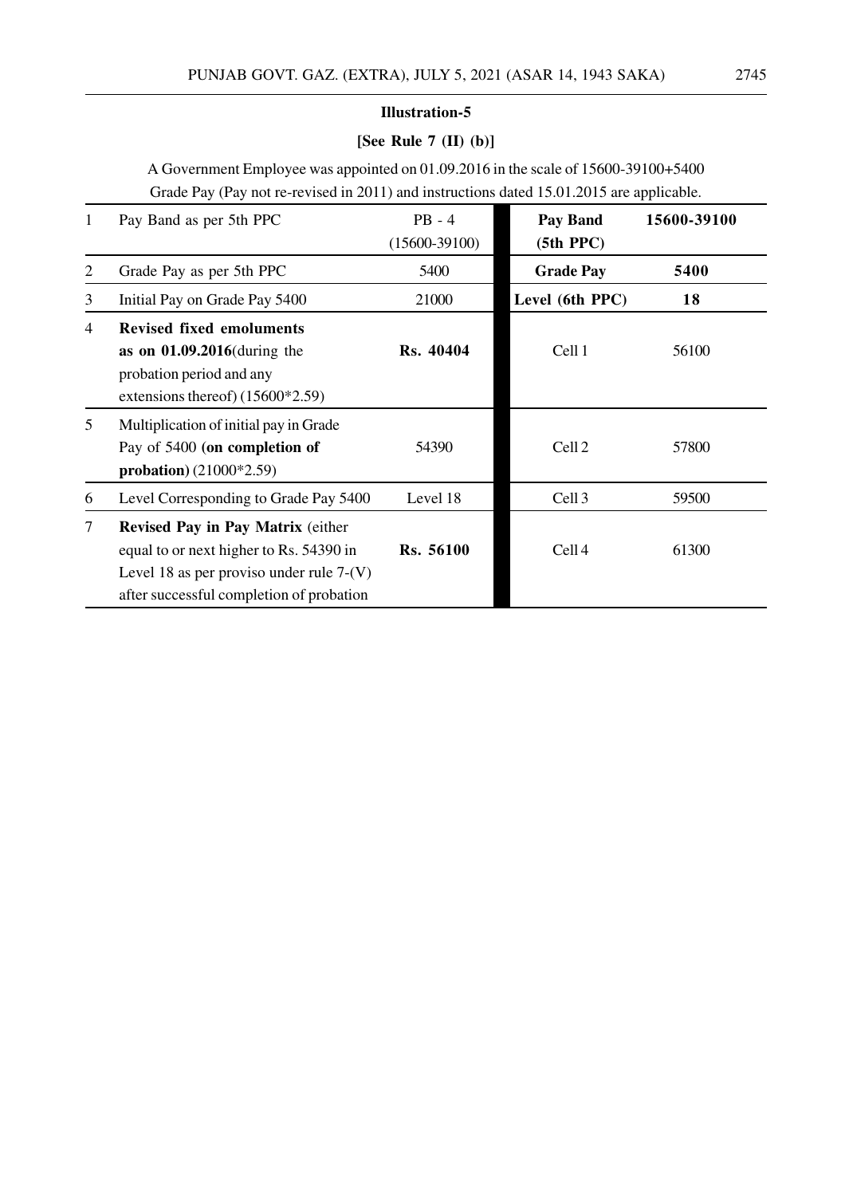**Illustration-5**

**[See Rule 7 (II) (b)]**

A Government Employee was appointed on 01.09.2016 in the scale of 15600-39100+5400 Grade Pay (Pay not re-revised in 2011) and instructions dated 15.01.2015 are applicable.

| | | | | |
|---|---|---|---|---|
| 1 | Pay Band as per 5th PPC | PB - 4 (15600-39100) | **Pay Band (5th PPC)** | **15600-39100** |
| 2 | Grade Pay as per 5th PPC | 5400 | **Grade Pay** | **5400** |
| 3 | Initial Pay on Grade Pay 5400 | 21000 | **Level (6th PPC)** | **18** |
| 4 | **Revised fixed emoluments as on 01.09.2016**(during the probation period and any extensions thereof) (15600*2.59) | **Rs. 40404** | Cell 1 | 56100 |
| 5 | Multiplication of initial pay in Grade Pay of 5400 **(on completion of probation)** (21000*2.59) | 54390 | Cell 2 | 57800 |
| 6 | Level Corresponding to Grade Pay 5400 | Level 18 | Cell 3 | 59500 |
| 7 | **Revised Pay in Pay Matrix** (either equal to or next higher to Rs. 54390 in Level 18 as per proviso under rule 7-(V) after successful completion of probation | **Rs. 56100** | Cell 4 | 61300 |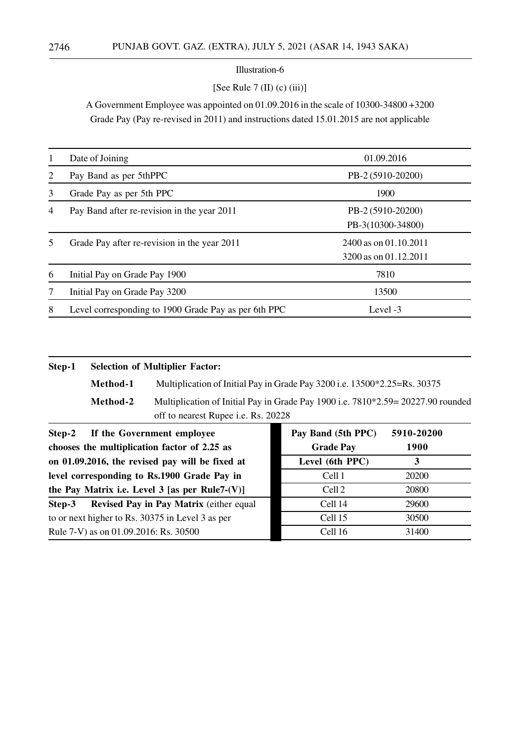Illustration-6

[See Rule 7 (II) (c) (iii)]

A Government Employee was appointed on 01.09.2016 in the scale of 10300-34800 +3200 Grade Pay (Pay re-revised in 2011) and instructions dated 15.01.2015 are not applicable

| | | |
|---|---|---|
| 1 | Date of Joining | 01.09.2016 |
| 2 | Pay Band as per 5thPPC | PB-2 (5910-20200) |
| 3 | Grade Pay as per 5th PPC | 1900 |
| 4 | Pay Band after re-revision in the year 2011 | PB-2 (5910-20200)<br>PB-3(10300-34800) |
| 5 | Grade Pay after re-revision in the year 2011 | 2400 as on 01.10.2011<br>3200 as on 01.12.2011 |
| 6 | Initial Pay on Grade Pay 1900 | 7810 |
| 7 | Initial Pay on Grade Pay 3200 | 13500 |
| 8 | Level corresponding to 1900 Grade Pay as per 6th PPC | Level -3 |

**Step-1 Selection of Multiplier Factor:**

**Method-1** Multiplication of Initial Pay in Grade Pay 3200 i.e. 13500*2.25=Rs. 30375

**Method-2** Multiplication of Initial Pay in Grade Pay 1900 i.e. 7810*2.59= 20227.90 rounded off to nearest Rupee i.e. Rs. 20228

**Step-2 If the Government employee chooses the multiplication factor of 2.25 as on 01.09.2016, the revised pay will be fixed at level corresponding to Rs.1900 Grade Pay in the Pay Matrix i.e. Level 3 [as per Rule7-(V)]**

**Step-3 Revised Pay in Pay Matrix** (either equal to or next higher to Rs. 30375 in Level 3 as per Rule 7-V) as on 01.09.2016: Rs. 30500

| **Pay Band (5th PPC)** | **5910-20200** |
|---|---|
| **Grade Pay** | **1900** |
| **Level (6th PPC)** | **3** |
| Cell 1 | 20200 |
| Cell 2 | 20800 |
| Cell 14 | 29600 |
| Cell 15 | 30500 |
| Cell 16 | 31400 |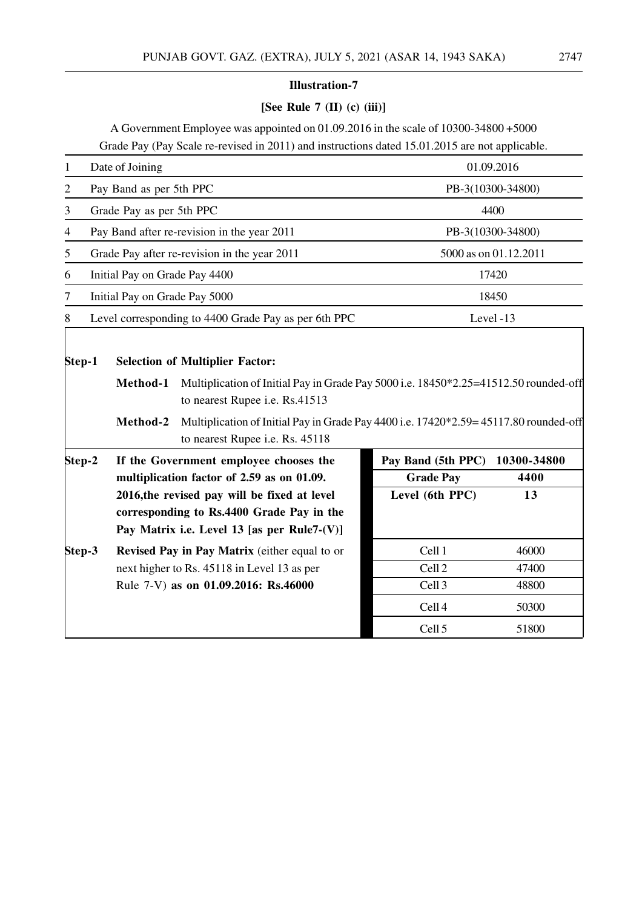**Illustration-7**

**[See Rule 7 (II) (c) (iii)]**

A Government Employee was appointed on 01.09.2016 in the scale of 10300-34800 +5000 Grade Pay (Pay Scale re-revised in 2011) and instructions dated 15.01.2015 are not applicable.

| | | |
|---|---|---|
| 1 | Date of Joining | 01.09.2016 |
| 2 | Pay Band as per 5th PPC | PB-3(10300-34800) |
| 3 | Grade Pay as per 5th PPC | 4400 |
| 4 | Pay Band after re-revision in the year 2011 | PB-3(10300-34800) |
| 5 | Grade Pay after re-revision in the year 2011 | 5000 as on 01.12.2011 |
| 6 | Initial Pay on Grade Pay 4400 | 17420 |
| 7 | Initial Pay on Grade Pay 5000 | 18450 |
| 8 | Level corresponding to 4400 Grade Pay as per 6th PPC | Level -13 |

**Step-1 Selection of Multiplier Factor:**

**Method-1** Multiplication of Initial Pay in Grade Pay 5000 i.e. 18450*2.25=41512.50 rounded-off to nearest Rupee i.e. Rs.41513

**Method-2** Multiplication of Initial Pay in Grade Pay 4400 i.e. 17420*2.59= 45117.80 rounded-off to nearest Rupee i.e. Rs. 45118

**Step-2 If the Government employee chooses the multiplication factor of 2.59 as on 01.09. 2016,the revised pay will be fixed at level corresponding to Rs.4400 Grade Pay in the Pay Matrix i.e. Level 13 [as per Rule7-(V)]**

**Step-3 Revised Pay in Pay Matrix** (either equal to or next higher to Rs. 45118 in Level 13 as per Rule 7-V) **as on 01.09.2016: Rs.46000**

| **Pay Band (5th PPC)** | **10300-34800** |
|---|---|
| **Grade Pay** | **4400** |
| **Level (6th PPC)** | **13** |
| Cell 1 | 46000 |
| Cell 2 | 47400 |
| Cell 3 | 48800 |
| Cell 4 | 50300 |
| Cell 5 | 51800 |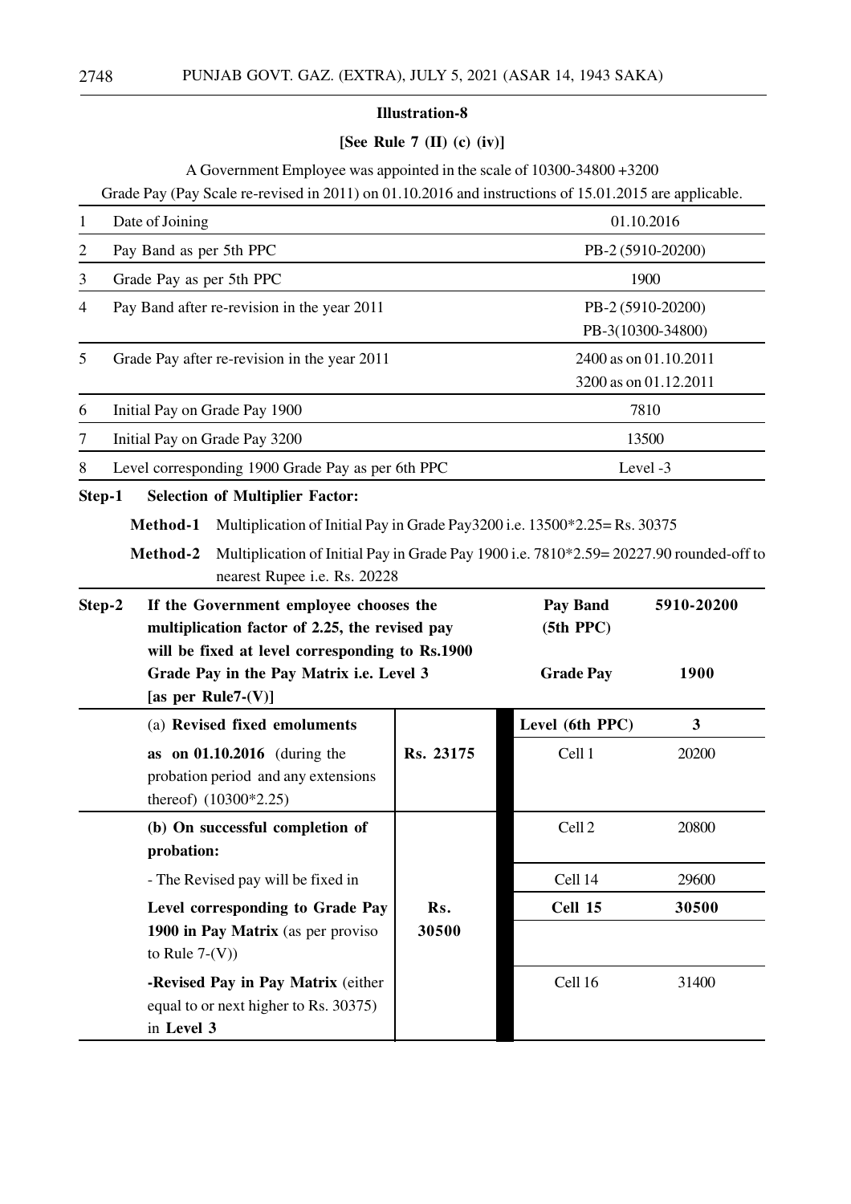### Illustration-8

**[See Rule 7 (II) (c) (iv)]**

A Government Employee was appointed in the scale of 10300-34800 +3200 Grade Pay (Pay Scale re-revised in 2011) on 01.10.2016 and instructions of 15.01.2015 are applicable.

| | | |
|---|---|---|
| 1 | Date of Joining | 01.10.2016 |
| 2 | Pay Band as per 5th PPC | PB-2 (5910-20200) |
| 3 | Grade Pay as per 5th PPC | 1900 |
| 4 | Pay Band after re-revision in the year 2011 | PB-2 (5910-20200)<br>PB-3(10300-34800) |
| 5 | Grade Pay after re-revision in the year 2011 | 2400 as on 01.10.2011<br>3200 as on 01.12.2011 |
| 6 | Initial Pay on Grade Pay 1900 | 7810 |
| 7 | Initial Pay on Grade Pay 3200 | 13500 |
| 8 | Level corresponding 1900 Grade Pay as per 6th PPC | Level -3 |

**Step-1 Selection of Multiplier Factor:**

**Method-1** Multiplication of Initial Pay in Grade Pay3200 i.e. 13500*2.25= Rs. 30375

**Method-2** Multiplication of Initial Pay in Grade Pay 1900 i.e. 7810*2.59= 20227.90 rounded-off to nearest Rupee i.e. Rs. 20228

**Step-2 If the Government employee chooses the multiplication factor of 2.25, the revised pay will be fixed at level corresponding to Rs.1900 Grade Pay in the Pay Matrix i.e. Level 3 [as per Rule7-(V)]**

| | | **Pay Band (5th PPC)** | **5910-20200** |
|---|---|---|---|
| | | **Grade Pay** | **1900** |
| (a) **Revised fixed emoluments** | | **Level (6th PPC)** | **3** |
| **as on 01.10.2016** (during the probation period and any extensions thereof) (10300*2.25) | **Rs. 23175** | Cell 1 | 20200 |
| **(b) On successful completion of probation:** | | Cell 2 | 20800 |
| - The Revised pay will be fixed in | | Cell 14 | 29600 |
| **Level corresponding to Grade Pay 1900 in Pay Matrix** (as per proviso to Rule 7-(V)) | **Rs. 30500** | **Cell 15** | **30500** |
| **-Revised Pay in Pay Matrix** (either equal to or next higher to Rs. 30375) in **Level 3** | | Cell 16 | 31400 |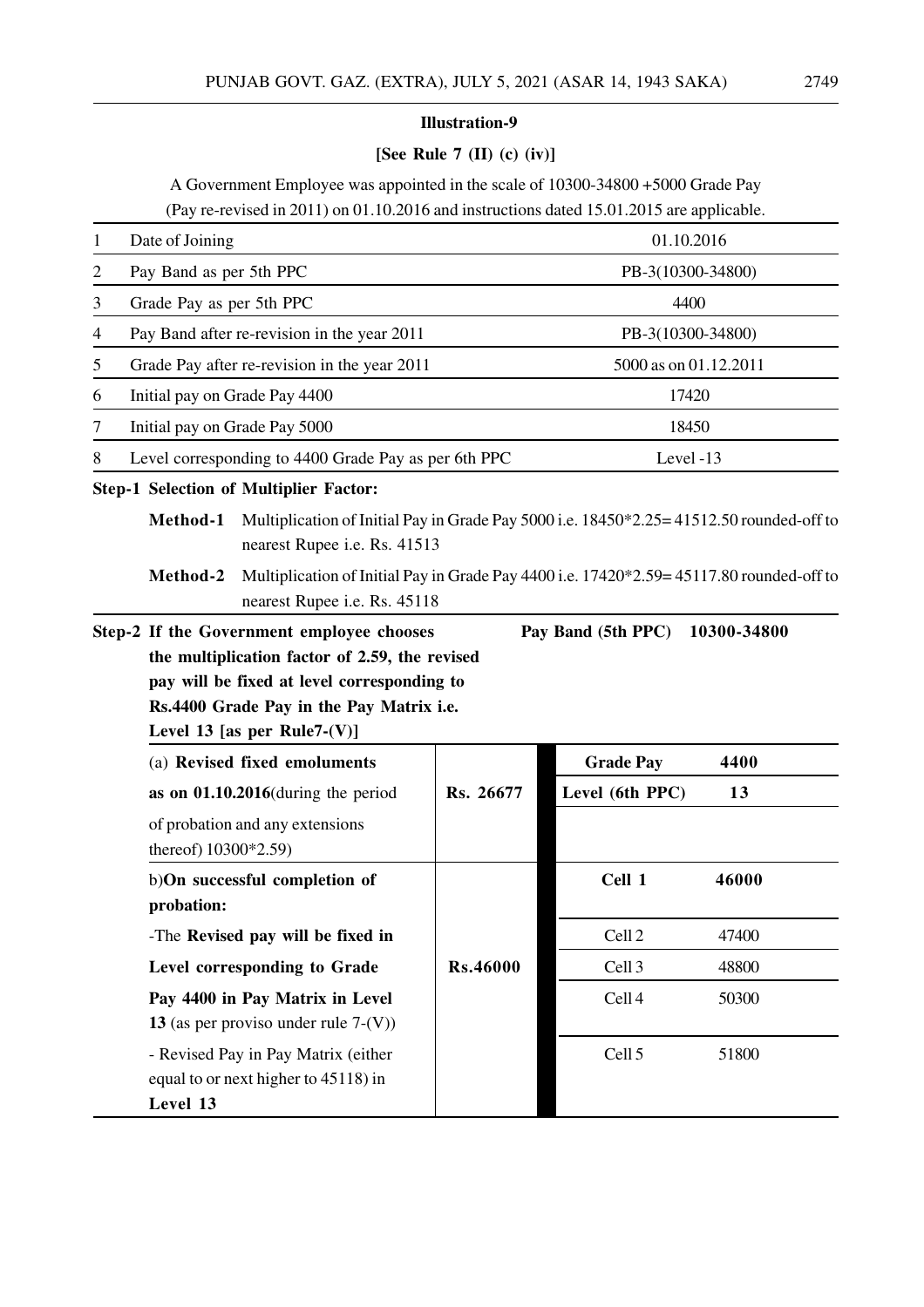## Illustration-9

**[See Rule 7 (II) (c) (iv)]**

A Government Employee was appointed in the scale of 10300-34800 +5000 Grade Pay (Pay re-revised in 2011) on 01.10.2016 and instructions dated 15.01.2015 are applicable.

| | | |
|---|---|---|
| 1 | Date of Joining | 01.10.2016 |
| 2 | Pay Band as per 5th PPC | PB-3(10300-34800) |
| 3 | Grade Pay as per 5th PPC | 4400 |
| 4 | Pay Band after re-revision in the year 2011 | PB-3(10300-34800) |
| 5 | Grade Pay after re-revision in the year 2011 | 5000 as on 01.12.2011 |
| 6 | Initial pay on Grade Pay 4400 | 17420 |
| 7 | Initial pay on Grade Pay 5000 | 18450 |
| 8 | Level corresponding to 4400 Grade Pay as per 6th PPC | Level -13 |

**Step-1 Selection of Multiplier Factor:**

**Method-1** Multiplication of Initial Pay in Grade Pay 5000 i.e. 18450*2.25= 41512.50 rounded-off to nearest Rupee i.e. Rs. 41513

**Method-2** Multiplication of Initial Pay in Grade Pay 4400 i.e. 17420*2.59= 45117.80 rounded-off to nearest Rupee i.e. Rs. 45118

**Step-2 If the Government employee chooses the multiplication factor of 2.59, the revised pay will be fixed at level corresponding to Rs.4400 Grade Pay in the Pay Matrix i.e. Level 13 [as per Rule7-(V)]**

**Pay Band (5th PPC) 10300-34800**

| | | **Grade Pay** | **4400** |
|---|---|---|---|
| (a) **Revised fixed emoluments as on 01.10.2016**(during the period of probation and any extensions thereof) 10300*2.59) | **Rs. 26677** | **Level (6th PPC)** | **13** |
| b)**On successful completion of probation:** | | **Cell 1** | **46000** |
| -The **Revised pay will be fixed in Level corresponding to Grade Pay 4400 in Pay Matrix in Level 13** (as per proviso under rule 7-(V)) | **Rs.46000** | Cell 2 | 47400 |
| | | Cell 3 | 48800 |
| | | Cell 4 | 50300 |
| - Revised Pay in Pay Matrix (either equal to or next higher to 45118) in **Level 13** | | Cell 5 | 51800 |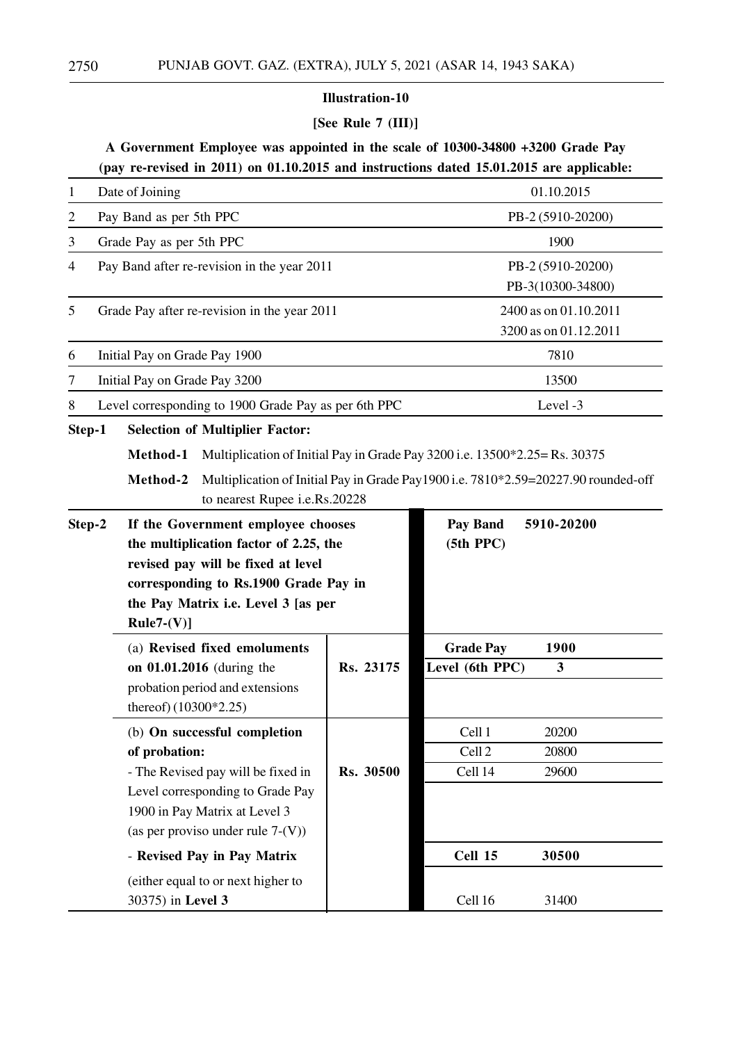### Illustration-10

**[See Rule 7 (III)]**

**A Government Employee was appointed in the scale of 10300-34800 +3200 Grade Pay (pay re-revised in 2011) on 01.10.2015 and instructions dated 15.01.2015 are applicable:**

| | | |
|---|---|---|
| 1 | Date of Joining | 01.10.2015 |
| 2 | Pay Band as per 5th PPC | PB-2 (5910-20200) |
| 3 | Grade Pay as per 5th PPC | 1900 |
| 4 | Pay Band after re-revision in the year 2011 | PB-2 (5910-20200)<br>PB-3(10300-34800) |
| 5 | Grade Pay after re-revision in the year 2011 | 2400 as on 01.10.2011<br>3200 as on 01.12.2011 |
| 6 | Initial Pay on Grade Pay 1900 | 7810 |
| 7 | Initial Pay on Grade Pay 3200 | 13500 |
| 8 | Level corresponding to 1900 Grade Pay as per 6th PPC | Level -3 |

**Step-1** **Selection of Multiplier Factor:**

**Method-1** Multiplication of Initial Pay in Grade Pay 3200 i.e. 13500*2.25= Rs. 30375

**Method-2** Multiplication of Initial Pay in Grade Pay1900 i.e. 7810*2.59=20227.90 rounded-off to nearest Rupee i.e.Rs.20228

**Step-2** **If the Government employee chooses the multiplication factor of 2.25, the revised pay will be fixed at level corresponding to Rs.1900 Grade Pay in the Pay Matrix i.e. Level 3 [as per Rule7-(V)]**

| | | | |
|---|---|---|---|
| | | **Pay Band (5th PPC)** | **5910-20200** |
| (a) **Revised fixed emoluments on 01.01.2016** (during the probation period and extensions thereof) (10300*2.25) | **Rs. 23175** | **Grade Pay** | **1900** |
| | | **Level (6th PPC)** | **3** |
| (b) **On successful completion of probation:**<br>- The Revised pay will be fixed in Level corresponding to Grade Pay 1900 in Pay Matrix at Level 3 (as per proviso under rule 7-(V)) | **Rs. 30500** | Cell 1 | 20200 |
| | | Cell 2 | 20800 |
| | | Cell 14 | 29600 |
| - **Revised Pay in Pay Matrix** (either equal to or next higher to 30375) in **Level 3** | | **Cell 15** | **30500** |
| | | Cell 16 | 31400 |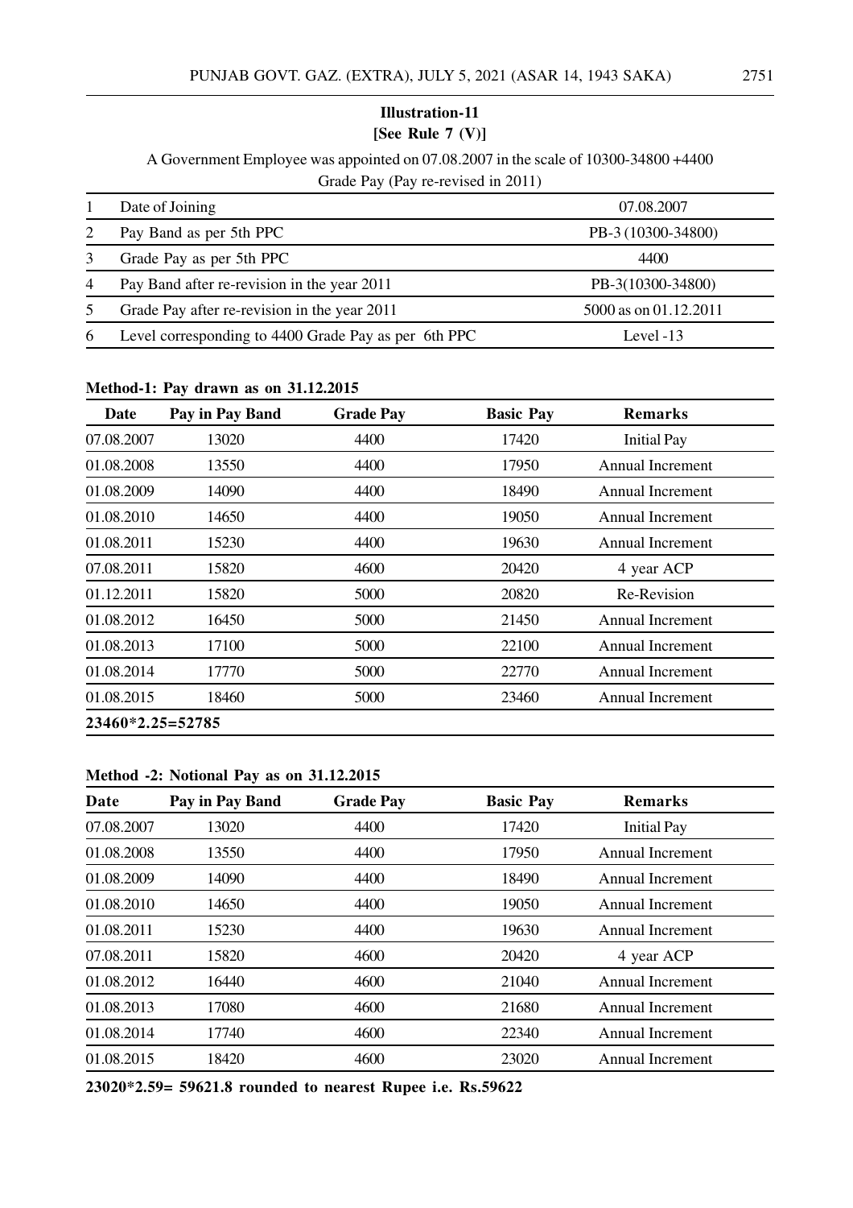**Illustration-11**
**[See Rule 7 (V)]**

A Government Employee was appointed on 07.08.2007 in the scale of 10300-34800 +4400 Grade Pay (Pay re-revised in 2011)

| | | |
|---|---|---|
| 1 | Date of Joining | 07.08.2007 |
| 2 | Pay Band as per 5th PPC | PB-3 (10300-34800) |
| 3 | Grade Pay as per 5th PPC | 4400 |
| 4 | Pay Band after re-revision in the year 2011 | PB-3(10300-34800) |
| 5 | Grade Pay after re-revision in the year 2011 | 5000 as on 01.12.2011 |
| 6 | Level corresponding to 4400 Grade Pay as per 6th PPC | Level -13 |

**Method-1: Pay drawn as on 31.12.2015**

| Date | Pay in Pay Band | Grade Pay | Basic Pay | Remarks |
|---|---|---|---|---|
| 07.08.2007 | 13020 | 4400 | 17420 | Initial Pay |
| 01.08.2008 | 13550 | 4400 | 17950 | Annual Increment |
| 01.08.2009 | 14090 | 4400 | 18490 | Annual Increment |
| 01.08.2010 | 14650 | 4400 | 19050 | Annual Increment |
| 01.08.2011 | 15230 | 4400 | 19630 | Annual Increment |
| 07.08.2011 | 15820 | 4600 | 20420 | 4 year ACP |
| 01.12.2011 | 15820 | 5000 | 20820 | Re-Revision |
| 01.08.2012 | 16450 | 5000 | 21450 | Annual Increment |
| 01.08.2013 | 17100 | 5000 | 22100 | Annual Increment |
| 01.08.2014 | 17770 | 5000 | 22770 | Annual Increment |
| 01.08.2015 | 18460 | 5000 | 23460 | Annual Increment |

**23460*2.25=52785**

**Method -2: Notional Pay as on 31.12.2015**

| Date | Pay in Pay Band | Grade Pay | Basic Pay | Remarks |
|---|---|---|---|---|
| 07.08.2007 | 13020 | 4400 | 17420 | Initial Pay |
| 01.08.2008 | 13550 | 4400 | 17950 | Annual Increment |
| 01.08.2009 | 14090 | 4400 | 18490 | Annual Increment |
| 01.08.2010 | 14650 | 4400 | 19050 | Annual Increment |
| 01.08.2011 | 15230 | 4400 | 19630 | Annual Increment |
| 07.08.2011 | 15820 | 4600 | 20420 | 4 year ACP |
| 01.08.2012 | 16440 | 4600 | 21040 | Annual Increment |
| 01.08.2013 | 17080 | 4600 | 21680 | Annual Increment |
| 01.08.2014 | 17740 | 4600 | 22340 | Annual Increment |
| 01.08.2015 | 18420 | 4600 | 23020 | Annual Increment |

**23020*2.59= 59621.8 rounded to nearest Rupee i.e. Rs.59622**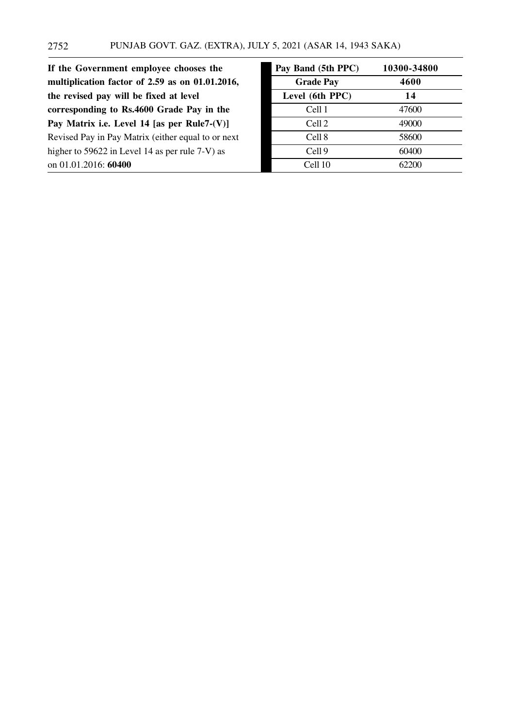**If the Government employee chooses the multiplication factor of 2.59 as on 01.01.2016, the revised pay will be fixed at level corresponding to Rs.4600 Grade Pay in the Pay Matrix i.e. Level 14 [as per Rule7-(V)]**

Revised Pay in Pay Matrix (either equal to or next higher to 59622 in Level 14 as per rule 7-V) as on 01.01.2016: **60400**

| **Pay Band (5th PPC)** | **10300-34800** |
|---|---|
| **Grade Pay** | **4600** |
| **Level (6th PPC)** | **14** |
| Cell 1 | 47600 |
| Cell 2 | 49000 |
| Cell 8 | 58600 |
| Cell 9 | 60400 |
| Cell 10 | 62200 |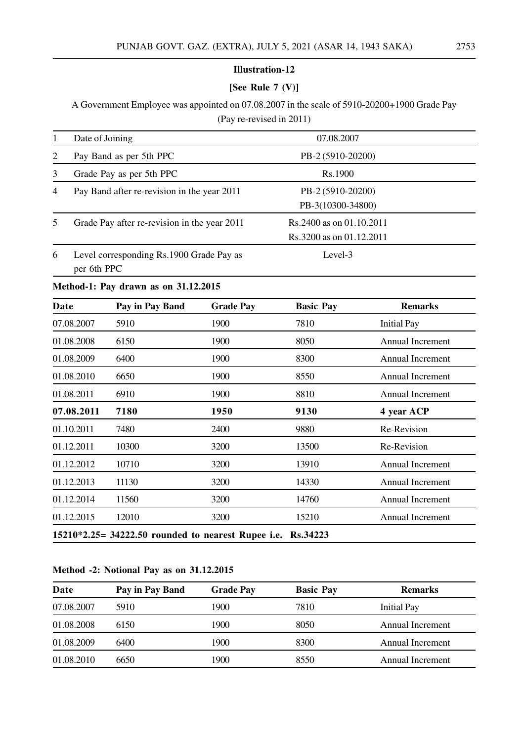**Illustration-12**

**[See Rule 7 (V)]**

A Government Employee was appointed on 07.08.2007 in the scale of 5910-20200+1900 Grade Pay (Pay re-revised in 2011)

| | | |
|---|---|---|
| 1 | Date of Joining | 07.08.2007 |
| 2 | Pay Band as per 5th PPC | PB-2 (5910-20200) |
| 3 | Grade Pay as per 5th PPC | Rs.1900 |
| 4 | Pay Band after re-revision in the year 2011 | PB-2 (5910-20200)<br>PB-3(10300-34800) |
| 5 | Grade Pay after re-revision in the year 2011 | Rs.2400 as on 01.10.2011<br>Rs.3200 as on 01.12.2011 |
| 6 | Level corresponding Rs.1900 Grade Pay as per 6th PPC | Level-3 |

**Method-1: Pay drawn as on 31.12.2015**

| Date | Pay in Pay Band | Grade Pay | Basic Pay | Remarks |
|---|---|---|---|---|
| 07.08.2007 | 5910 | 1900 | 7810 | Initial Pay |
| 01.08.2008 | 6150 | 1900 | 8050 | Annual Increment |
| 01.08.2009 | 6400 | 1900 | 8300 | Annual Increment |
| 01.08.2010 | 6650 | 1900 | 8550 | Annual Increment |
| 01.08.2011 | 6910 | 1900 | 8810 | Annual Increment |
| **07.08.2011** | **7180** | **1950** | **9130** | **4 year ACP** |
| 01.10.2011 | 7480 | 2400 | 9880 | Re-Revision |
| 01.12.2011 | 10300 | 3200 | 13500 | Re-Revision |
| 01.12.2012 | 10710 | 3200 | 13910 | Annual Increment |
| 01.12.2013 | 11130 | 3200 | 14330 | Annual Increment |
| 01.12.2014 | 11560 | 3200 | 14760 | Annual Increment |
| 01.12.2015 | 12010 | 3200 | 15210 | Annual Increment |

**15210*2.25= 34222.50 rounded to nearest Rupee i.e. Rs.34223**

**Method -2: Notional Pay as on 31.12.2015**

| Date | Pay in Pay Band | Grade Pay | Basic Pay | Remarks |
|---|---|---|---|---|
| 07.08.2007 | 5910 | 1900 | 7810 | Initial Pay |
| 01.08.2008 | 6150 | 1900 | 8050 | Annual Increment |
| 01.08.2009 | 6400 | 1900 | 8300 | Annual Increment |
| 01.08.2010 | 6650 | 1900 | 8550 | Annual Increment |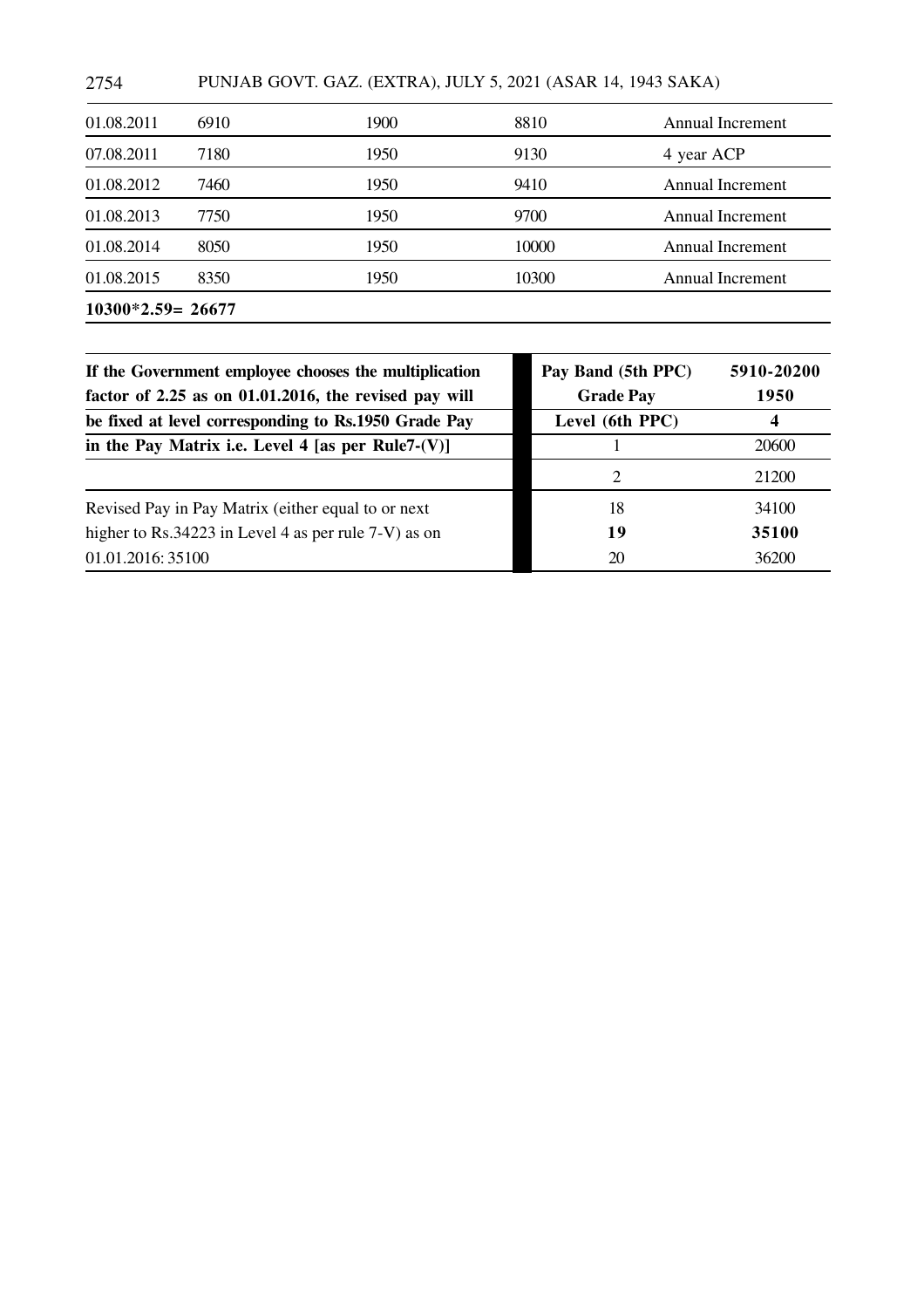| | | | | |
|---|---|---|---|---|
| 01.08.2011 | 6910 | 1900 | 8810 | Annual Increment |
| 07.08.2011 | 7180 | 1950 | 9130 | 4 year ACP |
| 01.08.2012 | 7460 | 1950 | 9410 | Annual Increment |
| 01.08.2013 | 7750 | 1950 | 9700 | Annual Increment |
| 01.08.2014 | 8050 | 1950 | 10000 | Annual Increment |
| 01.08.2015 | 8350 | 1950 | 10300 | Annual Increment |
| **10300*2.59= 26677** | | | | |

| | Pay Band (5th PPC) | 5910-20200 |
|---|---|---|
| **If the Government employee chooses the multiplication factor of 2.25 as on 01.01.2016, the revised pay will be fixed at level corresponding to Rs.1950 Grade Pay in the Pay Matrix i.e. Level 4 [as per Rule7-(V)]** | **Grade Pay** | **1950** |
| | **Level (6th PPC)** | **4** |
| | 1 | 20600 |
| | 2 | 21200 |
| Revised Pay in Pay Matrix (either equal to or next higher to Rs.34223 in Level 4 as per rule 7-V) as on 01.01.2016: 35100 | 18 | 34100 |
| | **19** | **35100** |
| | 20 | 36200 |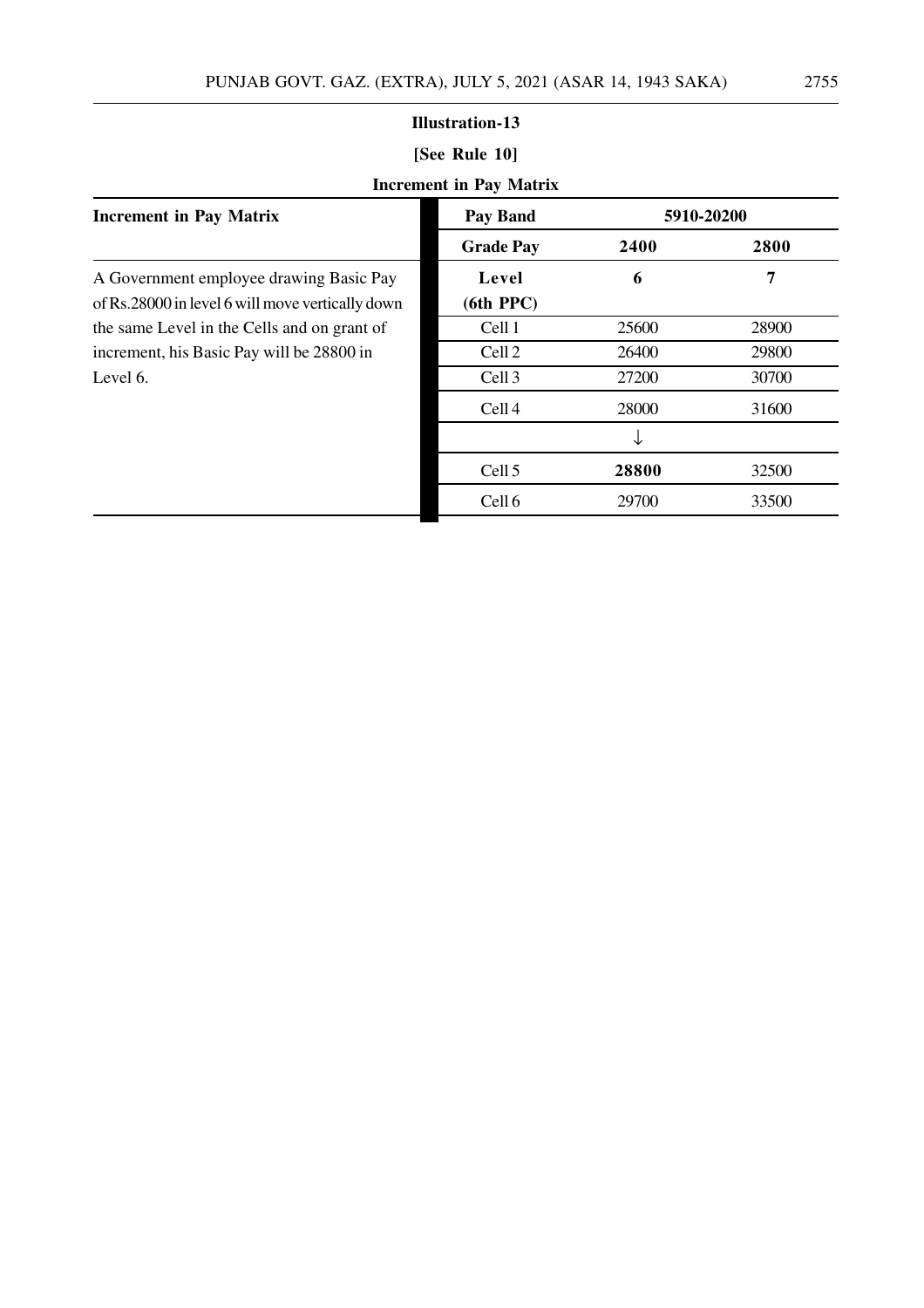**Illustration-13**

**[See Rule 10]**

**Increment in Pay Matrix**

| **Increment in Pay Matrix** | **Pay Band** | **5910-20200** | |
|---|---|---|---|
| | **Grade Pay** | **2400** | **2800** |
| A Government employee drawing Basic Pay of Rs.28000 in level 6 will move vertically down the same Level in the Cells and on grant of increment, his Basic Pay will be 28800 in Level 6. | **Level (6th PPC)** | **6** | **7** |
| | Cell 1 | 25600 | 28900 |
| | Cell 2 | 26400 | 29800 |
| | Cell 3 | 27200 | 30700 |
| | Cell 4 | 28000 | 31600 |
| | | ↓ | |
| | Cell 5 | **28800** | 32500 |
| | Cell 6 | 29700 | 33500 |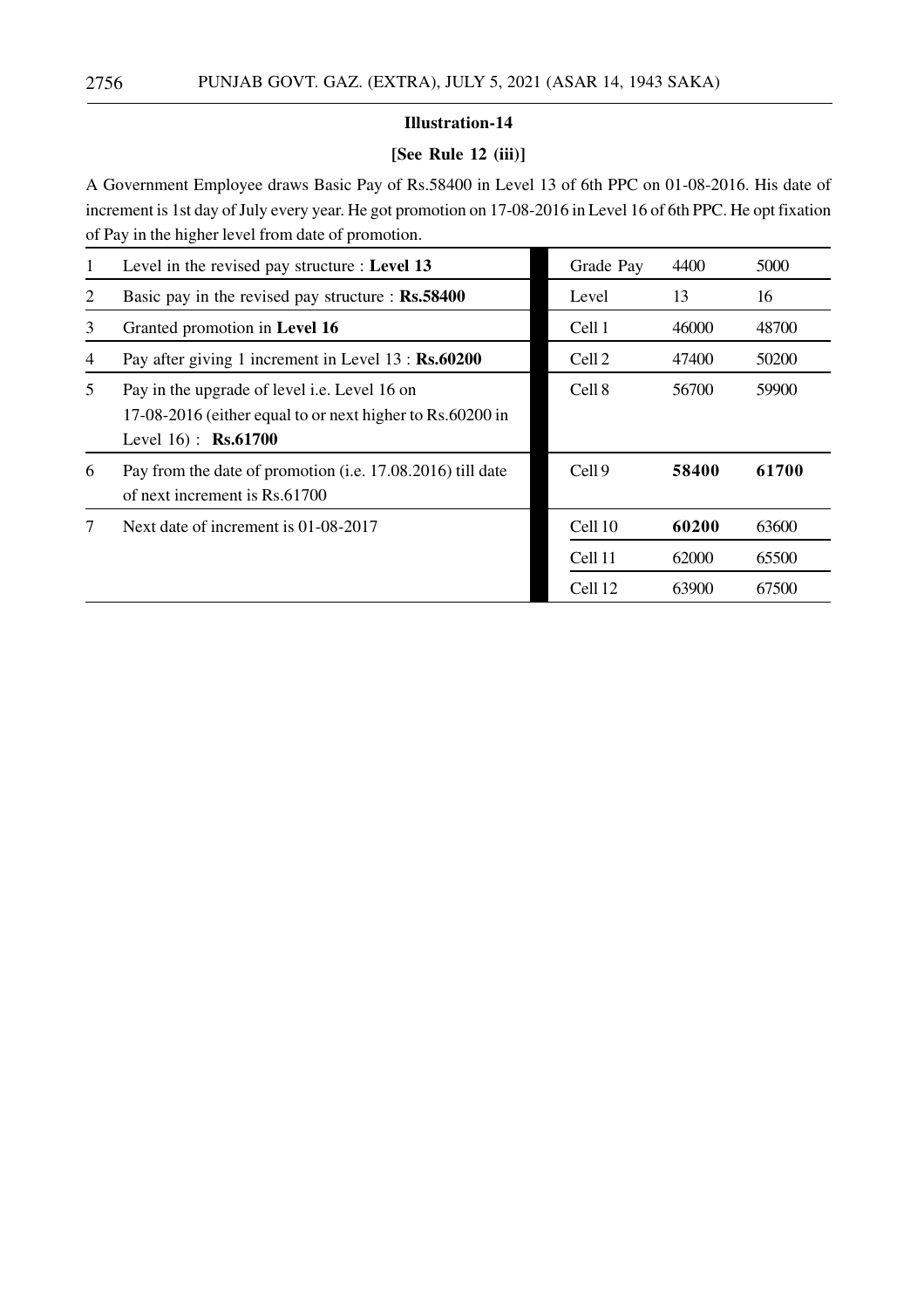**Illustration-14**

**[See Rule 12 (iii)]**

A Government Employee draws Basic Pay of Rs.58400 in Level 13 of 6th PPC on 01-08-2016. His date of increment is 1st day of July every year. He got promotion on 17-08-2016 in Level 16 of 6th PPC. He opt fixation of Pay in the higher level from date of promotion.

| | | Grade Pay | 4400 | 5000 |
|---|---|---|---|---|
| 1 | Level in the revised pay structure : **Level 13** | Grade Pay | 4400 | 5000 |
| 2 | Basic pay in the revised pay structure : **Rs.58400** | Level | 13 | 16 |
| 3 | Granted promotion in **Level 16** | Cell 1 | 46000 | 48700 |
| 4 | Pay after giving 1 increment in Level 13 : **Rs.60200** | Cell 2 | 47400 | 50200 |
| 5 | Pay in the upgrade of level i.e. Level 16 on 17-08-2016 (either equal to or next higher to Rs.60200 in Level 16) : **Rs.61700** | Cell 8 | 56700 | 59900 |
| 6 | Pay from the date of promotion (i.e. 17.08.2016) till date of next increment is Rs.61700 | Cell 9 | **58400** | **61700** |
| 7 | Next date of increment is 01-08-2017 | Cell 10 | **60200** | 63600 |
| | | Cell 11 | 62000 | 65500 |
| | | Cell 12 | 63900 | 67500 |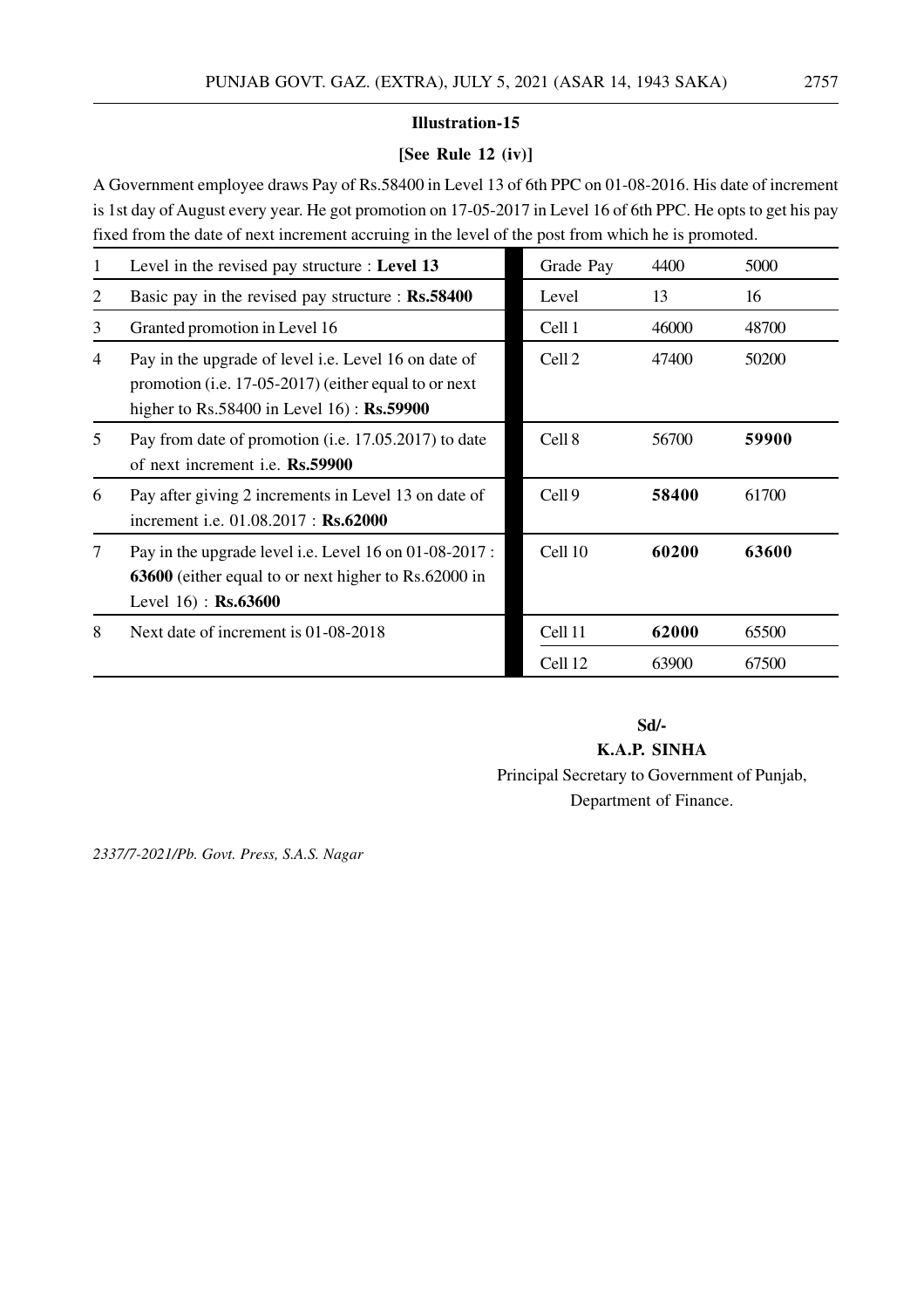**Illustration-15**

**[See Rule 12 (iv)]**

A Government employee draws Pay of Rs.58400 in Level 13 of 6th PPC on 01-08-2016. His date of increment is 1st day of August every year. He got promotion on 17-05-2017 in Level 16 of 6th PPC. He opts to get his pay fixed from the date of next increment accruing in the level of the post from which he is promoted.

| | | | | |
|---|---|---|---|---|
| 1 | Level in the revised pay structure : **Level 13** | Grade Pay | 4400 | 5000 |
| 2 | Basic pay in the revised pay structure : **Rs.58400** | Level | 13 | 16 |
| 3 | Granted promotion in Level 16 | Cell 1 | 46000 | 48700 |
| 4 | Pay in the upgrade of level i.e. Level 16 on date of promotion (i.e. 17-05-2017) (either equal to or next higher to Rs.58400 in Level 16) : **Rs.59900** | Cell 2 | 47400 | 50200 |
| 5 | Pay from date of promotion (i.e. 17.05.2017) to date of next increment i.e. **Rs.59900** | Cell 8 | 56700 | **59900** |
| 6 | Pay after giving 2 increments in Level 13 on date of increment i.e. 01.08.2017 : **Rs.62000** | Cell 9 | **58400** | 61700 |
| 7 | Pay in the upgrade level i.e. Level 16 on 01-08-2017 : **63600** (either equal to or next higher to Rs.62000 in Level 16) : **Rs.63600** | Cell 10 | **60200** | **63600** |
| 8 | Next date of increment is 01-08-2018 | Cell 11 | **62000** | 65500 |
| | | Cell 12 | 63900 | 67500 |

**Sd/-**

**K.A.P. SINHA**

Principal Secretary to Government of Punjab,
Department of Finance.

*2337/7-2021/Pb. Govt. Press, S.A.S. Nagar*